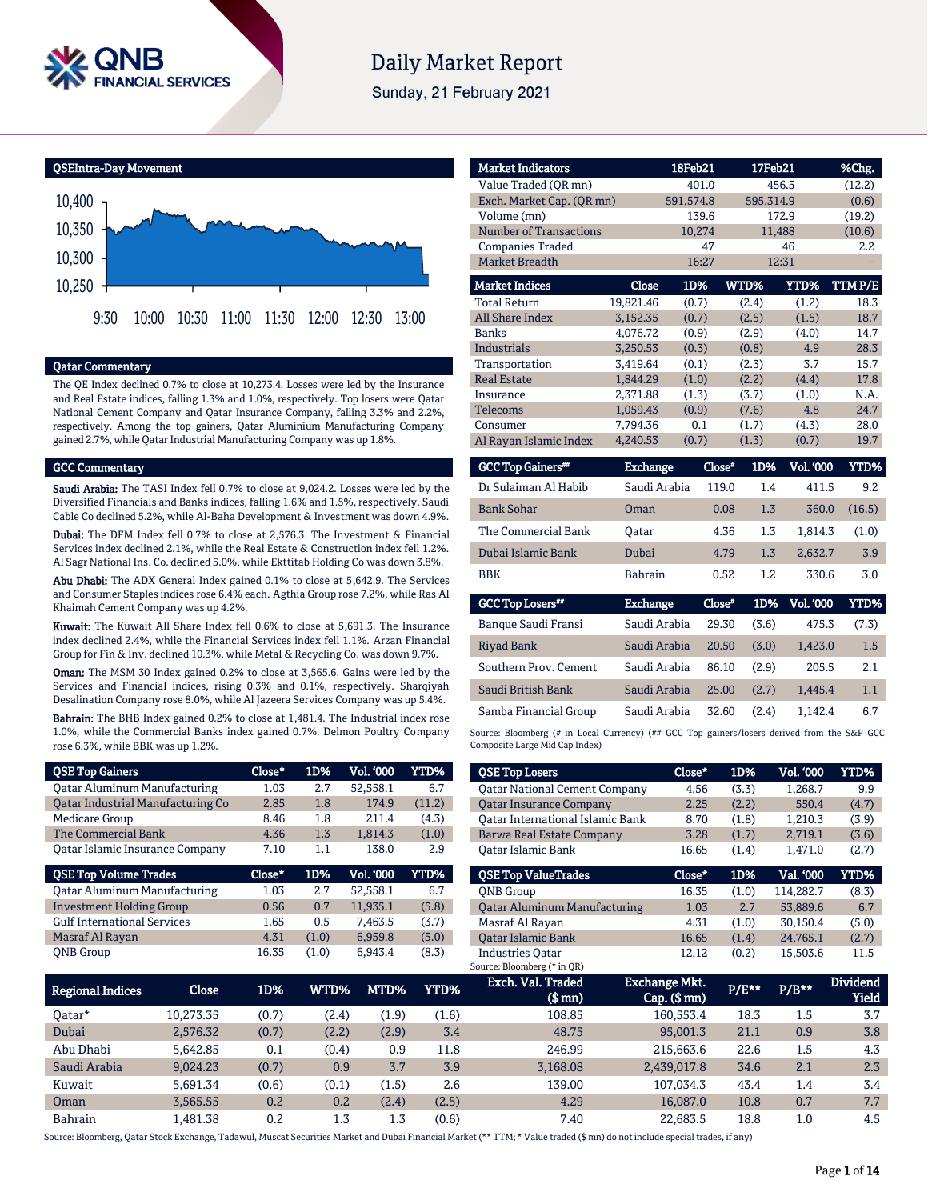# Daily Market Report

Sunday, 21 February 2021

## QSEIntra-Day Movement

## Qatar Commentary

The QE Index declined 0.7% to close at 10,273.4. Losses were led by the Insurance and Real Estate indices, falling 1.3% and 1.0%, respectively. Top losers were Qatar National Cement Company and Qatar Insurance Company, falling 3.3% and 2.2%, respectively. Among the top gainers, Qatar Aluminium Manufacturing Company gained 2.7%, while Qatar Industrial Manufacturing Company was up 1.8%.

## GCC Commentary

**Saudi Arabia:** The TASI Index fell 0.7% to close at 9,024.2. Losses were led by the Diversified Financials and Banks indices, falling 1.6% and 1.5%, respectively. Saudi Cable Co declined 5.2%, while Al-Baha Development & Investment was down 4.9%.

**Dubai:** The DFM Index fell 0.7% to close at 2,576.3. The Investment & Financial Services index declined 2.1%, while the Real Estate & Construction index fell 1.2%. Al Sagr National Ins. Co. declined 5.0%, while Ekttitab Holding Co was down 3.8%.

**Abu Dhabi:** The ADX General Index gained 0.1% to close at 5,642.9. The Services and Consumer Staples indices rose 6.4% each. Agthia Group rose 7.2%, while Ras Al Khaimah Cement Company was up 4.2%.

**Kuwait:** The Kuwait All Share Index fell 0.6% to close at 5,691.3. The Insurance index declined 2.4%, while the Financial Services index fell 1.1%. Arzan Financial Group for Fin & Inv. declined 10.3%, while Metal & Recycling Co. was down 9.7%.

**Oman:** The MSM 30 Index gained 0.2% to close at 3,565.6. Gains were led by the Services and Financial indices, rising 0.3% and 0.1%, respectively. Sharqiyah Desalination Company rose 8.0%, while Al Jazeera Services Company was up 5.4%.

**Bahrain:** The BHB Index gained 0.2% to close at 1,481.4. The Industrial index rose 1.0%, while the Commercial Banks index gained 0.7%. Delmon Poultry Company rose 6.3%, while BBK was up 1.2%.

| Market Indicators | 18Feb21 | 17Feb21 | %Chg. |
|---|---|---|---|
| Value Traded (QR mn) | 401.0 | 456.5 | (12.2) |
| Exch. Market Cap. (QR mn) | 591,574.8 | 595,314.9 | (0.6) |
| Volume (mn) | 139.6 | 172.9 | (19.2) |
| Number of Transactions | 10,274 | 11,488 | (10.6) |
| Companies Traded | 47 | 46 | 2.2 |
| Market Breadth | 16:27 | 12:31 | – |

| Market Indices | Close | 1D% | WTD% | YTD% | TTM P/E |
|---|---|---|---|---|---|
| Total Return | 19,821.46 | (0.7) | (2.4) | (1.2) | 18.3 |
| All Share Index | 3,152.35 | (0.7) | (2.5) | (1.5) | 18.7 |
| Banks | 4,076.72 | (0.9) | (2.9) | (4.0) | 14.7 |
| Industrials | 3,250.53 | (0.3) | (0.8) | 4.9 | 28.3 |
| Transportation | 3,419.64 | (0.1) | (2.3) | 3.7 | 15.7 |
| Real Estate | 1,844.29 | (1.0) | (2.2) | (4.4) | 17.8 |
| Insurance | 2,371.88 | (1.3) | (3.7) | (1.0) | N.A. |
| Telecoms | 1,059.43 | (0.9) | (7.6) | 4.8 | 24.7 |
| Consumer | 7,794.36 | 0.1 | (1.7) | (4.3) | 28.0 |
| Al Rayan Islamic Index | 4,240.53 | (0.7) | (1.3) | (0.7) | 19.7 |

| GCC Top Gainers## | Exchange | Close# | 1D% | Vol. '000 | YTD% |
|---|---|---|---|---|---|
| Dr Sulaiman Al Habib | Saudi Arabia | 119.0 | 1.4 | 411.5 | 9.2 |
| Bank Sohar | Oman | 0.08 | 1.3 | 360.0 | (16.5) |
| The Commercial Bank | Qatar | 4.36 | 1.3 | 1,814.3 | (1.0) |
| Dubai Islamic Bank | Dubai | 4.79 | 1.3 | 2,632.7 | 3.9 |
| BBK | Bahrain | 0.52 | 1.2 | 330.6 | 3.0 |

| GCC Top Losers## | Exchange | Close# | 1D% | Vol. '000 | YTD% |
|---|---|---|---|---|---|
| Banque Saudi Fransi | Saudi Arabia | 29.30 | (3.6) | 475.3 | (7.3) |
| Riyad Bank | Saudi Arabia | 20.50 | (3.0) | 1,423.0 | 1.5 |
| Southern Prov. Cement | Saudi Arabia | 86.10 | (2.9) | 205.5 | 2.1 |
| Saudi British Bank | Saudi Arabia | 25.00 | (2.7) | 1,445.4 | 1.1 |
| Samba Financial Group | Saudi Arabia | 32.60 | (2.4) | 1,142.4 | 6.7 |

Source: Bloomberg (# in Local Currency) (## GCC Top gainers/losers derived from the S&P GCC Composite Large Mid Cap Index)

| QSE Top Gainers | Close* | 1D% | Vol. '000 | YTD% |
|---|---|---|---|---|
| Qatar Aluminum Manufacturing | 1.03 | 2.7 | 52,558.1 | 6.7 |
| Qatar Industrial Manufacturing Co | 2.85 | 1.8 | 174.9 | (11.2) |
| Medicare Group | 8.46 | 1.8 | 211.4 | (4.3) |
| The Commercial Bank | 4.36 | 1.3 | 1,814.3 | (1.0) |
| Qatar Islamic Insurance Company | 7.10 | 1.1 | 138.0 | 2.9 |

| QSE Top Volume Trades | Close* | 1D% | Vol. '000 | YTD% |
|---|---|---|---|---|
| Qatar Aluminum Manufacturing | 1.03 | 2.7 | 52,558.1 | 6.7 |
| Investment Holding Group | 0.56 | 0.7 | 11,935.1 | (5.8) |
| Gulf International Services | 1.65 | 0.5 | 7,463.5 | (3.7) |
| Masraf Al Rayan | 4.31 | (1.0) | 6,959.8 | (5.0) |
| QNB Group | 16.35 | (1.0) | 6,943.4 | (8.3) |

| QSE Top Losers | Close* | 1D% | Vol. '000 | YTD% |
|---|---|---|---|---|
| Qatar National Cement Company | 4.56 | (3.3) | 1,268.7 | 9.9 |
| Qatar Insurance Company | 2.25 | (2.2) | 550.4 | (4.7) |
| Qatar International Islamic Bank | 8.70 | (1.8) | 1,210.3 | (3.9) |
| Barwa Real Estate Company | 3.28 | (1.7) | 2,719.1 | (3.6) |
| Qatar Islamic Bank | 16.65 | (1.4) | 1,471.0 | (2.7) |

| QSE Top ValueTrades | Close* | 1D% | Val. '000 | YTD% |
|---|---|---|---|---|
| QNB Group | 16.35 | (1.0) | 114,282.7 | (8.3) |
| Qatar Aluminum Manufacturing | 1.03 | 2.7 | 53,889.6 | 6.7 |
| Masraf Al Rayan | 4.31 | (1.0) | 30,150.4 | (5.0) |
| Qatar Islamic Bank | 16.65 | (1.4) | 24,765.1 | (2.7) |
| Industries Qatar | 12.12 | (0.2) | 15,503.6 | 11.5 |

Source: Bloomberg (* in QR)

| Regional Indices | Close | 1D% | WTD% | MTD% | YTD% | Exch. Val. Traded ($ mn) | Exchange Mkt. Cap. ($ mn) | P/E** | P/B** | Dividend Yield |
|---|---|---|---|---|---|---|---|---|---|---|
| Qatar* | 10,273.35 | (0.7) | (2.4) | (1.9) | (1.6) | 108.85 | 160,553.4 | 18.3 | 1.5 | 3.7 |
| Dubai | 2,576.32 | (0.7) | (2.2) | (2.9) | 3.4 | 48.75 | 95,001.3 | 21.1 | 0.9 | 3.8 |
| Abu Dhabi | 5,642.85 | 0.1 | (0.4) | 0.9 | 11.8 | 246.99 | 215,663.6 | 22.6 | 1.5 | 4.3 |
| Saudi Arabia | 9,024.23 | (0.7) | 0.9 | 3.7 | 3.9 | 3,168.08 | 2,439,017.8 | 34.6 | 2.1 | 2.3 |
| Kuwait | 5,691.34 | (0.6) | (0.1) | (1.5) | 2.6 | 139.00 | 107,034.3 | 43.4 | 1.4 | 3.4 |
| Oman | 3,565.55 | 0.2 | 0.2 | (2.4) | (2.5) | 4.29 | 16,087.0 | 10.8 | 0.7 | 7.7 |
| Bahrain | 1,481.38 | 0.2 | 1.3 | 1.3 | (0.6) | 7.40 | 22,683.5 | 18.8 | 1.0 | 4.5 |

Source: Bloomberg, Qatar Stock Exchange, Tadawul, Muscat Securities Market and Dubai Financial Market (** TTM; * Value traded ($ mn) do not include special trades, if any)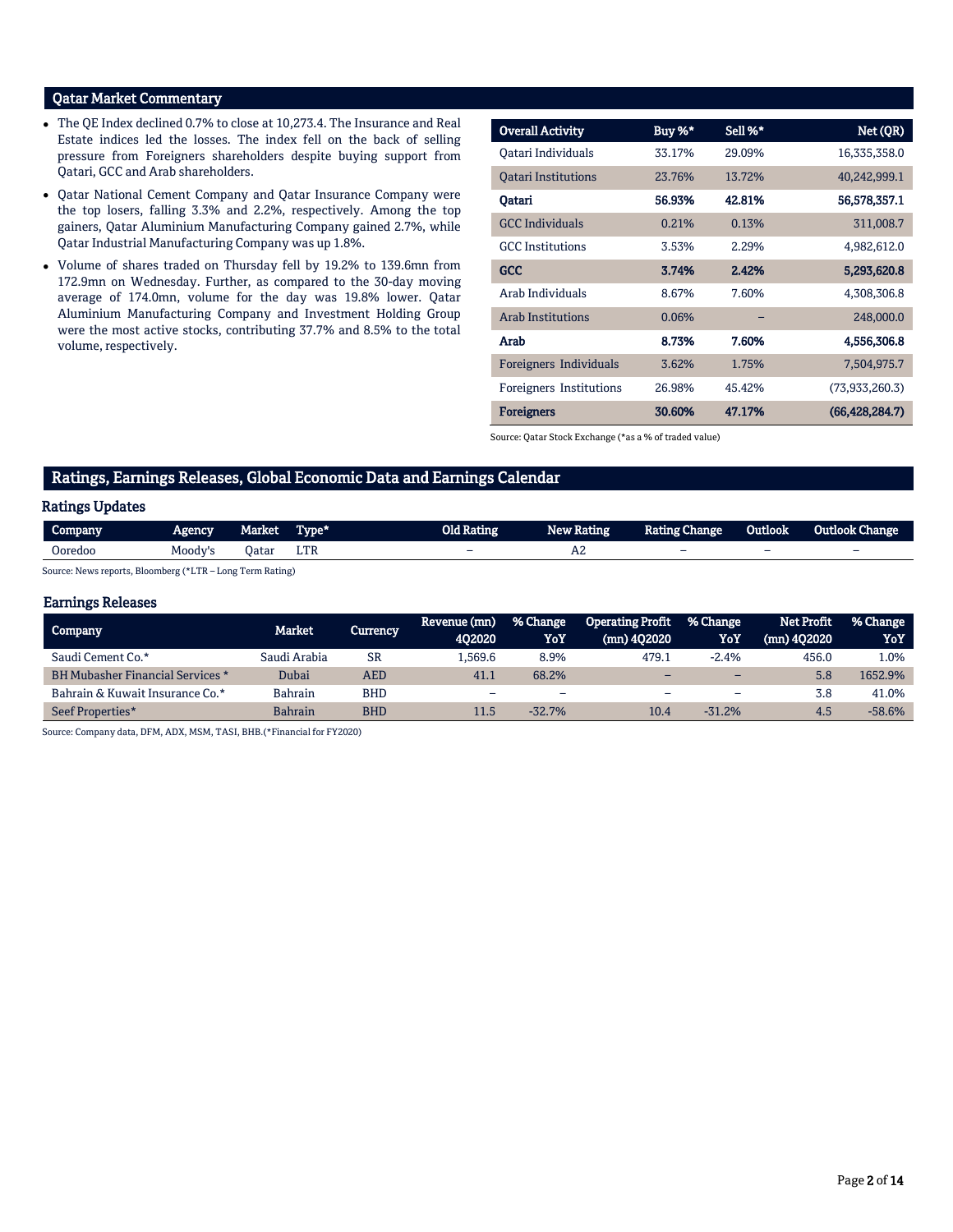## Qatar Market Commentary

- The QE Index declined 0.7% to close at 10,273.4. The Insurance and Real Estate indices led the losses. The index fell on the back of selling pressure from Foreigners shareholders despite buying support from Qatari, GCC and Arab shareholders.
- Qatar National Cement Company and Qatar Insurance Company were the top losers, falling 3.3% and 2.2%, respectively. Among the top gainers, Qatar Aluminium Manufacturing Company gained 2.7%, while Qatar Industrial Manufacturing Company was up 1.8%.
- Volume of shares traded on Thursday fell by 19.2% to 139.6mn from 172.9mn on Wednesday. Further, as compared to the 30-day moving average of 174.0mn, volume for the day was 19.8% lower. Qatar Aluminium Manufacturing Company and Investment Holding Group were the most active stocks, contributing 37.7% and 8.5% to the total volume, respectively.

| Overall Activity | Buy %* | Sell %* | Net (QR) |
|---|---|---|---|
| Qatari Individuals | 33.17% | 29.09% | 16,335,358.0 |
| Qatari Institutions | 23.76% | 13.72% | 40,242,999.1 |
| **Qatari** | **56.93%** | **42.81%** | **56,578,357.1** |
| GCC Individuals | 0.21% | 0.13% | 311,008.7 |
| GCC Institutions | 3.53% | 2.29% | 4,982,612.0 |
| **GCC** | **3.74%** | **2.42%** | **5,293,620.8** |
| Arab Individuals | 8.67% | 7.60% | 4,308,306.8 |
| Arab Institutions | 0.06% | – | 248,000.0 |
| **Arab** | **8.73%** | **7.60%** | **4,556,306.8** |
| Foreigners Individuals | 3.62% | 1.75% | 7,504,975.7 |
| Foreigners Institutions | 26.98% | 45.42% | (73,933,260.3) |
| **Foreigners** | **30.60%** | **47.17%** | **(66,428,284.7)** |

Source: Qatar Stock Exchange (*as a % of traded value)

## Ratings, Earnings Releases, Global Economic Data and Earnings Calendar

### Ratings Updates

| Company | Agency | Market | Type* | Old Rating | New Rating | Rating Change | Outlook | Outlook Change |
|---|---|---|---|---|---|---|---|---|
| Ooredoo | Moody's | Qatar | LTR | – | A2 | – | – | – |

Source: News reports, Bloomberg (*LTR – Long Term Rating)

### Earnings Releases

| Company | Market | Currency | Revenue (mn) 4Q2020 | % Change YoY | Operating Profit (mn) 4Q2020 | % Change YoY | Net Profit (mn) 4Q2020 | % Change YoY |
|---|---|---|---|---|---|---|---|---|
| Saudi Cement Co.* | Saudi Arabia | SR | 1,569.6 | 8.9% | 479.1 | -2.4% | 456.0 | 1.0% |
| BH Mubasher Financial Services * | Dubai | AED | 41.1 | 68.2% | – | – | 5.8 | 1652.9% |
| Bahrain & Kuwait Insurance Co.* | Bahrain | BHD | – | – | – | – | 3.8 | 41.0% |
| Seef Properties* | Bahrain | BHD | 11.5 | -32.7% | 10.4 | -31.2% | 4.5 | -58.6% |

Source: Company data, DFM, ADX, MSM, TASI, BHB.(*Financial for FY2020)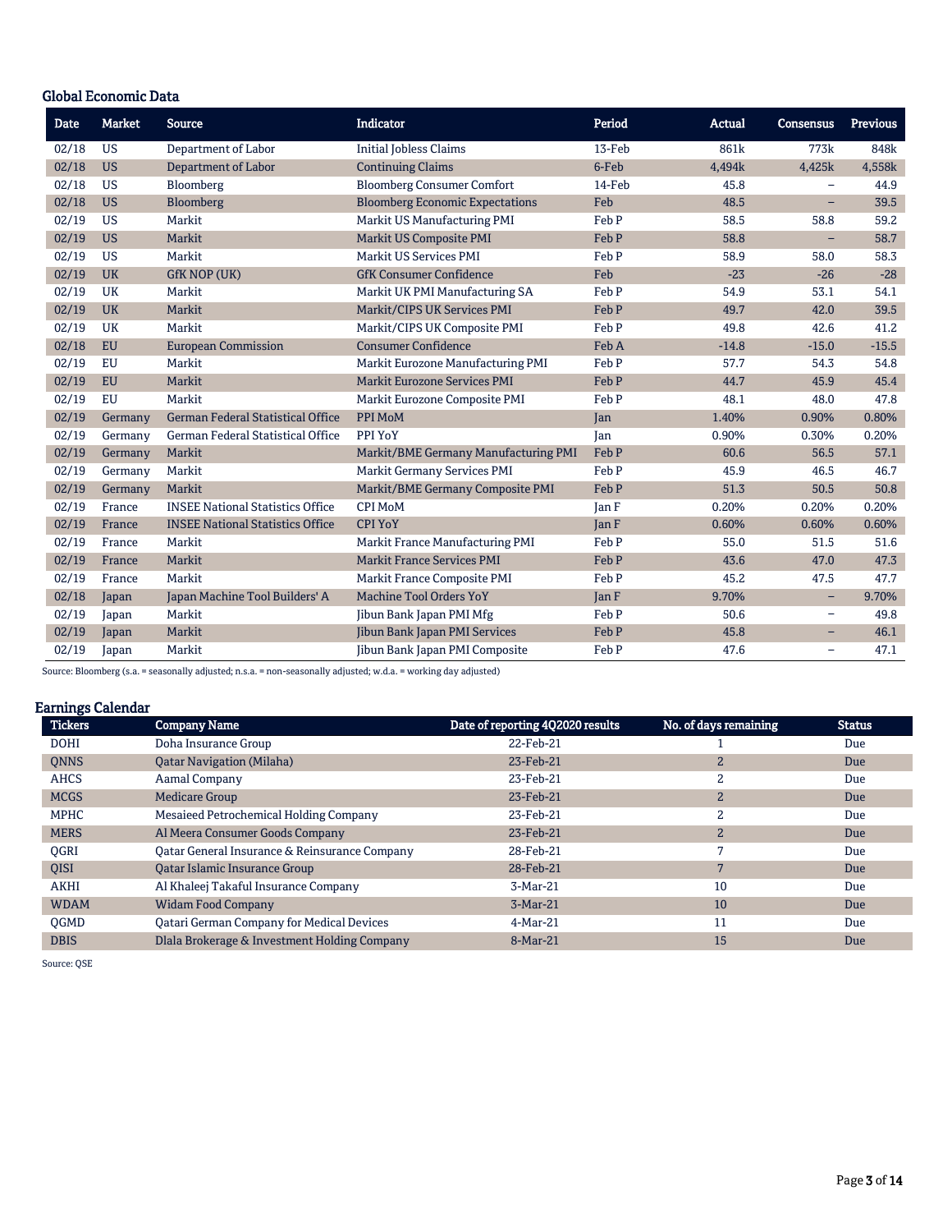## Global Economic Data

| Date | Market | Source | Indicator | Period | Actual | Consensus | Previous |
|---|---|---|---|---|---|---|---|
| 02/18 | US | Department of Labor | Initial Jobless Claims | 13-Feb | 861k | 773k | 848k |
| 02/18 | US | Department of Labor | Continuing Claims | 6-Feb | 4,494k | 4,425k | 4,558k |
| 02/18 | US | Bloomberg | Bloomberg Consumer Comfort | 14-Feb | 45.8 | – | 44.9 |
| 02/18 | US | Bloomberg | Bloomberg Economic Expectations | Feb | 48.5 | – | 39.5 |
| 02/19 | US | Markit | Markit US Manufacturing PMI | Feb P | 58.5 | 58.8 | 59.2 |
| 02/19 | US | Markit | Markit US Composite PMI | Feb P | 58.8 | – | 58.7 |
| 02/19 | US | Markit | Markit US Services PMI | Feb P | 58.9 | 58.0 | 58.3 |
| 02/19 | UK | GfK NOP (UK) | GfK Consumer Confidence | Feb | -23 | -26 | -28 |
| 02/19 | UK | Markit | Markit UK PMI Manufacturing SA | Feb P | 54.9 | 53.1 | 54.1 |
| 02/19 | UK | Markit | Markit/CIPS UK Services PMI | Feb P | 49.7 | 42.0 | 39.5 |
| 02/19 | UK | Markit | Markit/CIPS UK Composite PMI | Feb P | 49.8 | 42.6 | 41.2 |
| 02/18 | EU | European Commission | Consumer Confidence | Feb A | -14.8 | -15.0 | -15.5 |
| 02/19 | EU | Markit | Markit Eurozone Manufacturing PMI | Feb P | 57.7 | 54.3 | 54.8 |
| 02/19 | EU | Markit | Markit Eurozone Services PMI | Feb P | 44.7 | 45.9 | 45.4 |
| 02/19 | EU | Markit | Markit Eurozone Composite PMI | Feb P | 48.1 | 48.0 | 47.8 |
| 02/19 | Germany | German Federal Statistical Office | PPI MoM | Jan | 1.40% | 0.90% | 0.80% |
| 02/19 | Germany | German Federal Statistical Office | PPI YoY | Jan | 0.90% | 0.30% | 0.20% |
| 02/19 | Germany | Markit | Markit/BME Germany Manufacturing PMI | Feb P | 60.6 | 56.5 | 57.1 |
| 02/19 | Germany | Markit | Markit Germany Services PMI | Feb P | 45.9 | 46.5 | 46.7 |
| 02/19 | Germany | Markit | Markit/BME Germany Composite PMI | Feb P | 51.3 | 50.5 | 50.8 |
| 02/19 | France | INSEE National Statistics Office | CPI MoM | Jan F | 0.20% | 0.20% | 0.20% |
| 02/19 | France | INSEE National Statistics Office | CPI YoY | Jan F | 0.60% | 0.60% | 0.60% |
| 02/19 | France | Markit | Markit France Manufacturing PMI | Feb P | 55.0 | 51.5 | 51.6 |
| 02/19 | France | Markit | Markit France Services PMI | Feb P | 43.6 | 47.0 | 47.3 |
| 02/19 | France | Markit | Markit France Composite PMI | Feb P | 45.2 | 47.5 | 47.7 |
| 02/18 | Japan | Japan Machine Tool Builders' A | Machine Tool Orders YoY | Jan F | 9.70% | – | 9.70% |
| 02/19 | Japan | Markit | Jibun Bank Japan PMI Mfg | Feb P | 50.6 | – | 49.8 |
| 02/19 | Japan | Markit | Jibun Bank Japan PMI Services | Feb P | 45.8 | – | 46.1 |
| 02/19 | Japan | Markit | Jibun Bank Japan PMI Composite | Feb P | 47.6 | – | 47.1 |

Source: Bloomberg (s.a. = seasonally adjusted; n.s.a. = non-seasonally adjusted; w.d.a. = working day adjusted)

## Earnings Calendar

| Tickers | Company Name | Date of reporting 4Q2020 results | No. of days remaining | Status |
|---|---|---|---|---|
| DOHI | Doha Insurance Group | 22-Feb-21 | 1 | Due |
| QNNS | Qatar Navigation (Milaha) | 23-Feb-21 | 2 | Due |
| AHCS | Aamal Company | 23-Feb-21 | 2 | Due |
| MCGS | Medicare Group | 23-Feb-21 | 2 | Due |
| MPHC | Mesaieed Petrochemical Holding Company | 23-Feb-21 | 2 | Due |
| MERS | Al Meera Consumer Goods Company | 23-Feb-21 | 2 | Due |
| QGRI | Qatar General Insurance & Reinsurance Company | 28-Feb-21 | 7 | Due |
| QISI | Qatar Islamic Insurance Group | 28-Feb-21 | 7 | Due |
| AKHI | Al Khaleej Takaful Insurance Company | 3-Mar-21 | 10 | Due |
| WDAM | Widam Food Company | 3-Mar-21 | 10 | Due |
| QGMD | Qatari German Company for Medical Devices | 4-Mar-21 | 11 | Due |
| DBIS | Dlala Brokerage & Investment Holding Company | 8-Mar-21 | 15 | Due |

Source: QSE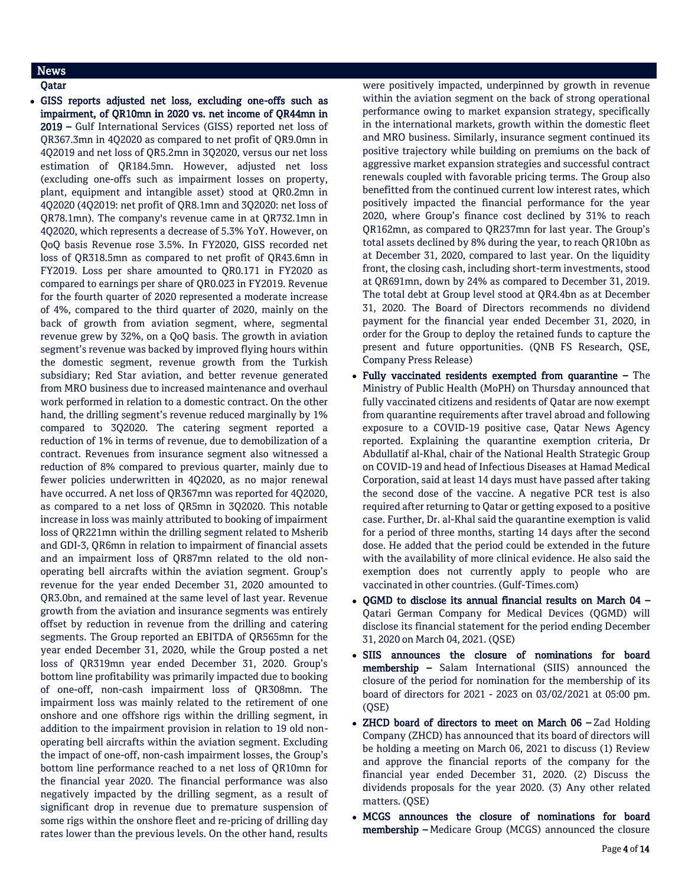## News

### Qatar

- **GISS reports adjusted net loss, excluding one-offs such as impairment, of QR10mn in 2020 vs. net income of QR44mn in 2019 –** Gulf International Services (GISS) reported net loss of QR367.3mn in 4Q2020 as compared to net profit of QR9.0mn in 4Q2019 and net loss of QR5.2mn in 3Q2020, versus our net loss estimation of QR184.5mn. However, adjusted net loss (excluding one-offs such as impairment losses on property, plant, equipment and intangible asset) stood at QR0.2mn in 4Q2020 (4Q2019: net profit of QR8.1mn and 3Q2020: net loss of QR78.1mn). The company's revenue came in at QR732.1mn in 4Q2020, which represents a decrease of 5.3% YoY. However, on QoQ basis Revenue rose 3.5%. In FY2020, GISS recorded net loss of QR318.5mn as compared to net profit of QR43.6mn in FY2019. Loss per share amounted to QR0.171 in FY2020 as compared to earnings per share of QR0.023 in FY2019. Revenue for the fourth quarter of 2020 represented a moderate increase of 4%, compared to the third quarter of 2020, mainly on the back of growth from aviation segment, where, segmental revenue grew by 32%, on a QoQ basis. The growth in aviation segment's revenue was backed by improved flying hours within the domestic segment, revenue growth from the Turkish subsidiary; Red Star aviation, and better revenue generated from MRO business due to increased maintenance and overhaul work performed in relation to a domestic contract. On the other hand, the drilling segment's revenue reduced marginally by 1% compared to 3Q2020. The catering segment reported a reduction of 1% in terms of revenue, due to demobilization of a contract. Revenues from insurance segment also witnessed a reduction of 8% compared to previous quarter, mainly due to fewer policies underwritten in 4Q2020, as no major renewal have occurred. A net loss of QR367mn was reported for 4Q2020, as compared to a net loss of QR5mn in 3Q2020. This notable increase in loss was mainly attributed to booking of impairment loss of QR221mn within the drilling segment related to Msherib and GDI-3, QR6mn in relation to impairment of financial assets and an impairment loss of QR87mn related to the old non-operating bell aircrafts within the aviation segment. Group's revenue for the year ended December 31, 2020 amounted to QR3.0bn, and remained at the same level of last year. Revenue growth from the aviation and insurance segments was entirely offset by reduction in revenue from the drilling and catering segments. The Group reported an EBITDA of QR565mn for the year ended December 31, 2020, while the Group posted a net loss of QR319mn year ended December 31, 2020. Group's bottom line profitability was primarily impacted due to booking of one-off, non-cash impairment loss of QR308mn. The impairment loss was mainly related to the retirement of one onshore and one offshore rigs within the drilling segment, in addition to the impairment provision in relation to 19 old non-operating bell aircrafts within the aviation segment. Excluding the impact of one-off, non-cash impairment losses, the Group's bottom line performance reached to a net loss of QR10mn for the financial year 2020. The financial performance was also negatively impacted by the drilling segment, as a result of significant drop in revenue due to premature suspension of some rigs within the onshore fleet and re-pricing of drilling day rates lower than the previous levels. On the other hand, results were positively impacted, underpinned by growth in revenue within the aviation segment on the back of strong operational performance owing to market expansion strategy, specifically in the international markets, growth within the domestic fleet and MRO business. Similarly, insurance segment continued its positive trajectory while building on premiums on the back of aggressive market expansion strategies and successful contract renewals coupled with favorable pricing terms. The Group also benefitted from the continued current low interest rates, which positively impacted the financial performance for the year 2020, where Group's finance cost declined by 31% to reach QR162mn, as compared to QR237mn for last year. The Group's total assets declined by 8% during the year, to reach QR10bn as at December 31, 2020, compared to last year. On the liquidity front, the closing cash, including short-term investments, stood at QR691mn, down by 24% as compared to December 31, 2019. The total debt at Group level stood at QR4.4bn as at December 31, 2020. The Board of Directors recommends no dividend payment for the financial year ended December 31, 2020, in order for the Group to deploy the retained funds to capture the present and future opportunities. (QNB FS Research, QSE, Company Press Release)
- **Fully vaccinated residents exempted from quarantine –** The Ministry of Public Health (MoPH) on Thursday announced that fully vaccinated citizens and residents of Qatar are now exempt from quarantine requirements after travel abroad and following exposure to a COVID-19 positive case, Qatar News Agency reported. Explaining the quarantine exemption criteria, Dr Abdullatif al-Khal, chair of the National Health Strategic Group on COVID-19 and head of Infectious Diseases at Hamad Medical Corporation, said at least 14 days must have passed after taking the second dose of the vaccine. A negative PCR test is also required after returning to Qatar or getting exposed to a positive case. Further, Dr. al-Khal said the quarantine exemption is valid for a period of three months, starting 14 days after the second dose. He added that the period could be extended in the future with the availability of more clinical evidence. He also said the exemption does not currently apply to people who are vaccinated in other countries. (Gulf-Times.com)
- **QGMD to disclose its annual financial results on March 04 –** Qatari German Company for Medical Devices (QGMD) will disclose its financial statement for the period ending December 31, 2020 on March 04, 2021. (QSE)
- **SIIS announces the closure of nominations for board membership –** Salam International (SIIS) announced the closure of the period for nomination for the membership of its board of directors for 2021 - 2023 on 03/02/2021 at 05:00 pm. (QSE)
- **ZHCD board of directors to meet on March 06 –** Zad Holding Company (ZHCD) has announced that its board of directors will be holding a meeting on March 06, 2021 to discuss (1) Review and approve the financial reports of the company for the financial year ended December 31, 2020. (2) Discuss the dividends proposals for the year 2020. (3) Any other related matters. (QSE)
- **MCGS announces the closure of nominations for board membership –** Medicare Group (MCGS) announced the closure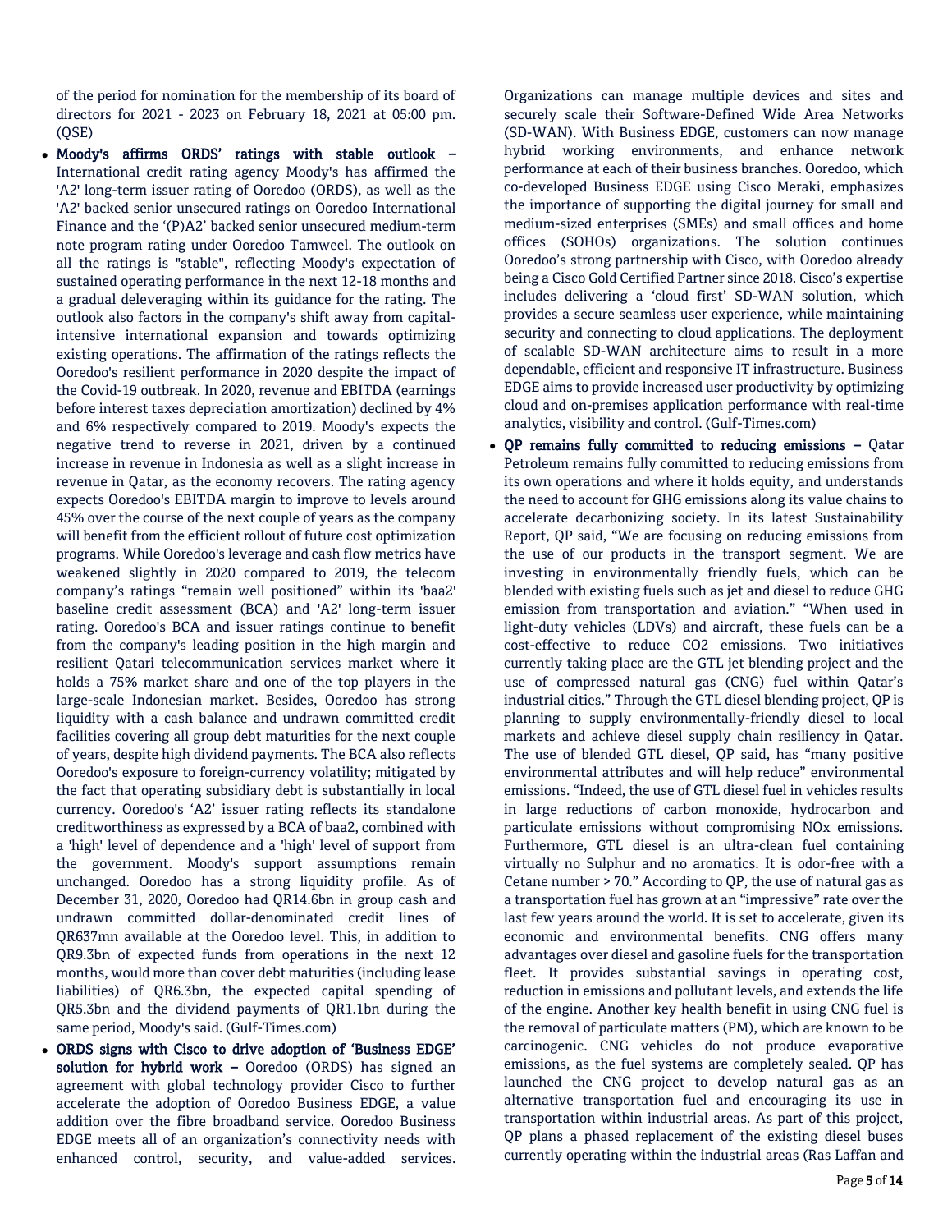of the period for nomination for the membership of its board of directors for 2021 - 2023 on February 18, 2021 at 05:00 pm. (QSE)

- **Moody's affirms ORDS' ratings with stable outlook –** International credit rating agency Moody's has affirmed the 'A2' long-term issuer rating of Ooredoo (ORDS), as well as the 'A2' backed senior unsecured ratings on Ooredoo International Finance and the '(P)A2' backed senior unsecured medium-term note program rating under Ooredoo Tamweel. The outlook on all the ratings is "stable", reflecting Moody's expectation of sustained operating performance in the next 12-18 months and a gradual deleveraging within its guidance for the rating. The outlook also factors in the company's shift away from capital-intensive international expansion and towards optimizing existing operations. The affirmation of the ratings reflects the Ooredoo's resilient performance in 2020 despite the impact of the Covid-19 outbreak. In 2020, revenue and EBITDA (earnings before interest taxes depreciation amortization) declined by 4% and 6% respectively compared to 2019. Moody's expects the negative trend to reverse in 2021, driven by a continued increase in revenue in Indonesia as well as a slight increase in revenue in Qatar, as the economy recovers. The rating agency expects Ooredoo's EBITDA margin to improve to levels around 45% over the course of the next couple of years as the company will benefit from the efficient rollout of future cost optimization programs. While Ooredoo's leverage and cash flow metrics have weakened slightly in 2020 compared to 2019, the telecom company's ratings "remain well positioned" within its 'baa2' baseline credit assessment (BCA) and 'A2' long-term issuer rating. Ooredoo's BCA and issuer ratings continue to benefit from the company's leading position in the high margin and resilient Qatari telecommunication services market where it holds a 75% market share and one of the top players in the large-scale Indonesian market. Besides, Ooredoo has strong liquidity with a cash balance and undrawn committed credit facilities covering all group debt maturities for the next couple of years, despite high dividend payments. The BCA also reflects Ooredoo's exposure to foreign-currency volatility; mitigated by the fact that operating subsidiary debt is substantially in local currency. Ooredoo's 'A2' issuer rating reflects its standalone creditworthiness as expressed by a BCA of baa2, combined with a 'high' level of dependence and a 'high' level of support from the government. Moody's support assumptions remain unchanged. Ooredoo has a strong liquidity profile. As of December 31, 2020, Ooredoo had QR14.6bn in group cash and undrawn committed dollar-denominated credit lines of QR637mn available at the Ooredoo level. This, in addition to QR9.3bn of expected funds from operations in the next 12 months, would more than cover debt maturities (including lease liabilities) of QR6.3bn, the expected capital spending of QR5.3bn and the dividend payments of QR1.1bn during the same period, Moody's said. (Gulf-Times.com)

- **ORDS signs with Cisco to drive adoption of 'Business EDGE' solution for hybrid work –** Ooredoo (ORDS) has signed an agreement with global technology provider Cisco to further accelerate the adoption of Ooredoo Business EDGE, a value addition over the fibre broadband service. Ooredoo Business EDGE meets all of an organization's connectivity needs with enhanced control, security, and value-added services. Organizations can manage multiple devices and sites and securely scale their Software-Defined Wide Area Networks (SD-WAN). With Business EDGE, customers can now manage hybrid working environments, and enhance network performance at each of their business branches. Ooredoo, which co-developed Business EDGE using Cisco Meraki, emphasizes the importance of supporting the digital journey for small and medium-sized enterprises (SMEs) and small offices and home offices (SOHOs) organizations. The solution continues Ooredoo's strong partnership with Cisco, with Ooredoo already being a Cisco Gold Certified Partner since 2018. Cisco's expertise includes delivering a 'cloud first' SD-WAN solution, which provides a secure seamless user experience, while maintaining security and connecting to cloud applications. The deployment of scalable SD-WAN architecture aims to result in a more dependable, efficient and responsive IT infrastructure. Business EDGE aims to provide increased user productivity by optimizing cloud and on-premises application performance with real-time analytics, visibility and control. (Gulf-Times.com)

- **QP remains fully committed to reducing emissions –** Qatar Petroleum remains fully committed to reducing emissions from its own operations and where it holds equity, and understands the need to account for GHG emissions along its value chains to accelerate decarbonizing society. In its latest Sustainability Report, QP said, "We are focusing on reducing emissions from the use of our products in the transport segment. We are investing in environmentally friendly fuels, which can be blended with existing fuels such as jet and diesel to reduce GHG emission from transportation and aviation." "When used in light-duty vehicles (LDVs) and aircraft, these fuels can be a cost-effective to reduce $CO_2$ emissions. Two initiatives currently taking place are the GTL jet blending project and the use of compressed natural gas (CNG) fuel within Qatar's industrial cities." Through the GTL diesel blending project, QP is planning to supply environmentally-friendly diesel to local markets and achieve diesel supply chain resiliency in Qatar. The use of blended GTL diesel, QP said, has "many positive environmental attributes and will help reduce" environmental emissions. "Indeed, the use of GTL diesel fuel in vehicles results in large reductions of carbon monoxide, hydrocarbon and particulate emissions without compromising NOx emissions. Furthermore, GTL diesel is an ultra-clean fuel containing virtually no Sulphur and no aromatics. It is odor-free with a Cetane number > 70." According to QP, the use of natural gas as a transportation fuel has grown at an "impressive" rate over the last few years around the world. It is set to accelerate, given its economic and environmental benefits. CNG offers many advantages over diesel and gasoline fuels for the transportation fleet. It provides substantial savings in operating cost, reduction in emissions and pollutant levels, and extends the life of the engine. Another key health benefit in using CNG fuel is the removal of particulate matters (PM), which are known to be carcinogenic. CNG vehicles do not produce evaporative emissions, as the fuel systems are completely sealed. QP has launched the CNG project to develop natural gas as an alternative transportation fuel and encouraging its use in transportation within industrial areas. As part of this project, QP plans a phased replacement of the existing diesel buses currently operating within the industrial areas (Ras Laffan and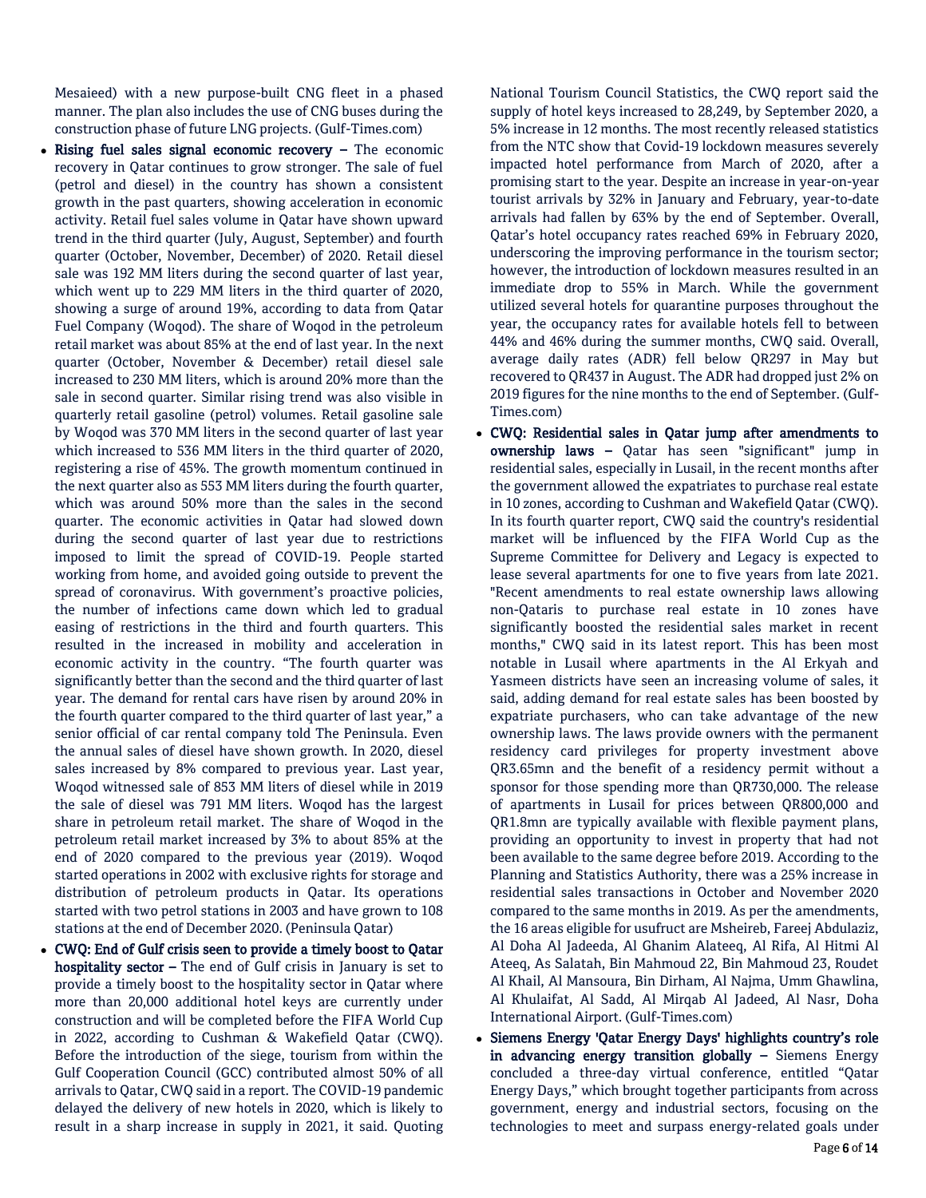Mesaieed) with a new purpose-built CNG fleet in a phased manner. The plan also includes the use of CNG buses during the construction phase of future LNG projects. (Gulf-Times.com)

- **Rising fuel sales signal economic recovery –** The economic recovery in Qatar continues to grow stronger. The sale of fuel (petrol and diesel) in the country has shown a consistent growth in the past quarters, showing acceleration in economic activity. Retail fuel sales volume in Qatar have shown upward trend in the third quarter (July, August, September) and fourth quarter (October, November, December) of 2020. Retail diesel sale was 192 MM liters during the second quarter of last year, which went up to 229 MM liters in the third quarter of 2020, showing a surge of around 19%, according to data from Qatar Fuel Company (Woqod). The share of Woqod in the petroleum retail market was about 85% at the end of last year. In the next quarter (October, November & December) retail diesel sale increased to 230 MM liters, which is around 20% more than the sale in second quarter. Similar rising trend was also visible in quarterly retail gasoline (petrol) volumes. Retail gasoline sale by Woqod was 370 MM liters in the second quarter of last year which increased to 536 MM liters in the third quarter of 2020, registering a rise of 45%. The growth momentum continued in the next quarter also as 553 MM liters during the fourth quarter, which was around 50% more than the sales in the second quarter. The economic activities in Qatar had slowed down during the second quarter of last year due to restrictions imposed to limit the spread of COVID-19. People started working from home, and avoided going outside to prevent the spread of coronavirus. With government's proactive policies, the number of infections came down which led to gradual easing of restrictions in the third and fourth quarters. This resulted in the increased in mobility and acceleration in economic activity in the country. "The fourth quarter was significantly better than the second and the third quarter of last year. The demand for rental cars have risen by around 20% in the fourth quarter compared to the third quarter of last year," a senior official of car rental company told The Peninsula. Even the annual sales of diesel have shown growth. In 2020, diesel sales increased by 8% compared to previous year. Last year, Woqod witnessed sale of 853 MM liters of diesel while in 2019 the sale of diesel was 791 MM liters. Woqod has the largest share in petroleum retail market. The share of Woqod in the petroleum retail market increased by 3% to about 85% at the end of 2020 compared to the previous year (2019). Woqod started operations in 2002 with exclusive rights for storage and distribution of petroleum products in Qatar. Its operations started with two petrol stations in 2003 and have grown to 108 stations at the end of December 2020. (Peninsula Qatar)
- **CWQ: End of Gulf crisis seen to provide a timely boost to Qatar hospitality sector –** The end of Gulf crisis in January is set to provide a timely boost to the hospitality sector in Qatar where more than 20,000 additional hotel keys are currently under construction and will be completed before the FIFA World Cup in 2022, according to Cushman & Wakefield Qatar (CWQ). Before the introduction of the siege, tourism from within the Gulf Cooperation Council (GCC) contributed almost 50% of all arrivals to Qatar, CWQ said in a report. The COVID-19 pandemic delayed the delivery of new hotels in 2020, which is likely to result in a sharp increase in supply in 2021, it said. Quoting National Tourism Council Statistics, the CWQ report said the supply of hotel keys increased to 28,249, by September 2020, a 5% increase in 12 months. The most recently released statistics from the NTC show that Covid-19 lockdown measures severely impacted hotel performance from March of 2020, after a promising start to the year. Despite an increase in year-on-year tourist arrivals by 32% in January and February, year-to-date arrivals had fallen by 63% by the end of September. Overall, Qatar's hotel occupancy rates reached 69% in February 2020, underscoring the improving performance in the tourism sector; however, the introduction of lockdown measures resulted in an immediate drop to 55% in March. While the government utilized several hotels for quarantine purposes throughout the year, the occupancy rates for available hotels fell to between 44% and 46% during the summer months, CWQ said. Overall, average daily rates (ADR) fell below QR297 in May but recovered to QR437 in August. The ADR had dropped just 2% on 2019 figures for the nine months to the end of September. (Gulf-Times.com)
- **CWQ: Residential sales in Qatar jump after amendments to ownership laws –** Qatar has seen "significant" jump in residential sales, especially in Lusail, in the recent months after the government allowed the expatriates to purchase real estate in 10 zones, according to Cushman and Wakefield Qatar (CWQ). In its fourth quarter report, CWQ said the country's residential market will be influenced by the FIFA World Cup as the Supreme Committee for Delivery and Legacy is expected to lease several apartments for one to five years from late 2021. "Recent amendments to real estate ownership laws allowing non-Qataris to purchase real estate in 10 zones have significantly boosted the residential sales market in recent months," CWQ said in its latest report. This has been most notable in Lusail where apartments in the Al Erkyah and Yasmeen districts have seen an increasing volume of sales, it said, adding demand for real estate sales has been boosted by expatriate purchasers, who can take advantage of the new ownership laws. The laws provide owners with the permanent residency card privileges for property investment above QR3.65mn and the benefit of a residency permit without a sponsor for those spending more than QR730,000. The release of apartments in Lusail for prices between QR800,000 and QR1.8mn are typically available with flexible payment plans, providing an opportunity to invest in property that had not been available to the same degree before 2019. According to the Planning and Statistics Authority, there was a 25% increase in residential sales transactions in October and November 2020 compared to the same months in 2019. As per the amendments, the 16 areas eligible for usufruct are Msheireb, Fareej Abdulaziz, Al Doha Al Jadeeda, Al Ghanim Alateeq, Al Rifa, Al Hitmi Al Ateeq, As Salatah, Bin Mahmoud 22, Bin Mahmoud 23, Roudet Al Khail, Al Mansoura, Bin Dirham, Al Najma, Umm Ghawlina, Al Khulaifat, Al Sadd, Al Mirqab Al Jadeed, Al Nasr, Doha International Airport. (Gulf-Times.com)
- **Siemens Energy 'Qatar Energy Days' highlights country's role in advancing energy transition globally –** Siemens Energy concluded a three-day virtual conference, entitled "Qatar Energy Days," which brought together participants from across government, energy and industrial sectors, focusing on the technologies to meet and surpass energy-related goals under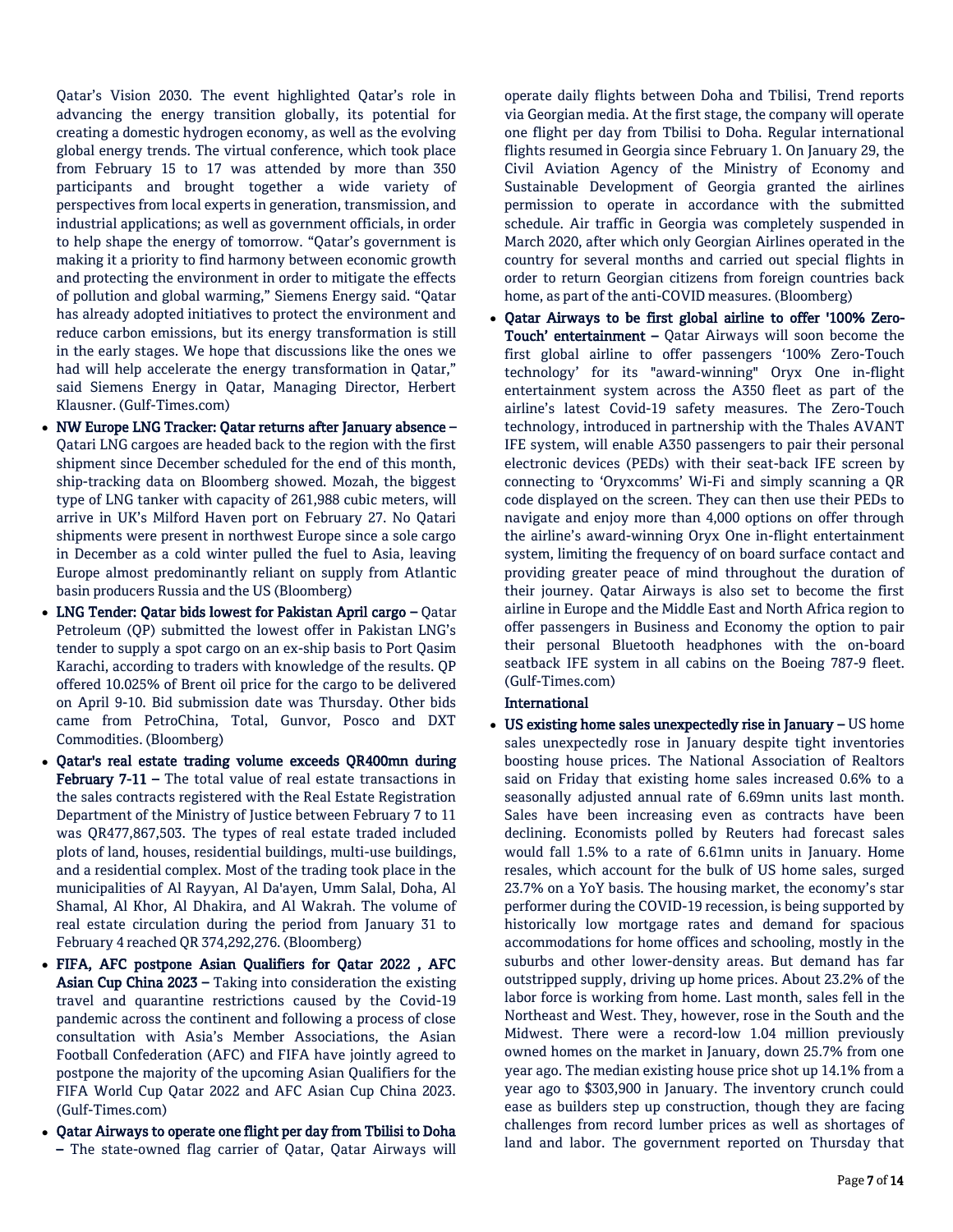Qatar's Vision 2030. The event highlighted Qatar's role in advancing the energy transition globally, its potential for creating a domestic hydrogen economy, as well as the evolving global energy trends. The virtual conference, which took place from February 15 to 17 was attended by more than 350 participants and brought together a wide variety of perspectives from local experts in generation, transmission, and industrial applications; as well as government officials, in order to help shape the energy of tomorrow. "Qatar's government is making it a priority to find harmony between economic growth and protecting the environment in order to mitigate the effects of pollution and global warming," Siemens Energy said. "Qatar has already adopted initiatives to protect the environment and reduce carbon emissions, but its energy transformation is still in the early stages. We hope that discussions like the ones we had will help accelerate the energy transformation in Qatar," said Siemens Energy in Qatar, Managing Director, Herbert Klausner. (Gulf-Times.com)

- **NW Europe LNG Tracker: Qatar returns after January absence –** Qatari LNG cargoes are headed back to the region with the first shipment since December scheduled for the end of this month, ship-tracking data on Bloomberg showed. Mozah, the biggest type of LNG tanker with capacity of 261,988 cubic meters, will arrive in UK's Milford Haven port on February 27. No Qatari shipments were present in northwest Europe since a sole cargo in December as a cold winter pulled the fuel to Asia, leaving Europe almost predominantly reliant on supply from Atlantic basin producers Russia and the US (Bloomberg)
- **LNG Tender: Qatar bids lowest for Pakistan April cargo –** Qatar Petroleum (QP) submitted the lowest offer in Pakistan LNG's tender to supply a spot cargo on an ex-ship basis to Port Qasim Karachi, according to traders with knowledge of the results. QP offered 10.025% of Brent oil price for the cargo to be delivered on April 9-10. Bid submission date was Thursday. Other bids came from PetroChina, Total, Gunvor, Posco and DXT Commodities. (Bloomberg)
- **Qatar's real estate trading volume exceeds QR400mn during February 7-11 –** The total value of real estate transactions in the sales contracts registered with the Real Estate Registration Department of the Ministry of Justice between February 7 to 11 was QR477,867,503. The types of real estate traded included plots of land, houses, residential buildings, multi-use buildings, and a residential complex. Most of the trading took place in the municipalities of Al Rayyan, Al Da'ayen, Umm Salal, Doha, Al Shamal, Al Khor, Al Dhakira, and Al Wakrah. The volume of real estate circulation during the period from January 31 to February 4 reached QR 374,292,276. (Bloomberg)
- **FIFA, AFC postpone Asian Qualifiers for Qatar 2022 , AFC Asian Cup China 2023 –** Taking into consideration the existing travel and quarantine restrictions caused by the Covid-19 pandemic across the continent and following a process of close consultation with Asia's Member Associations, the Asian Football Confederation (AFC) and FIFA have jointly agreed to postpone the majority of the upcoming Asian Qualifiers for the FIFA World Cup Qatar 2022 and AFC Asian Cup China 2023. (Gulf-Times.com)
- **Qatar Airways to operate one flight per day from Tbilisi to Doha –** The state-owned flag carrier of Qatar, Qatar Airways will operate daily flights between Doha and Tbilisi, Trend reports via Georgian media. At the first stage, the company will operate one flight per day from Tbilisi to Doha. Regular international flights resumed in Georgia since February 1. On January 29, the Civil Aviation Agency of the Ministry of Economy and Sustainable Development of Georgia granted the airlines permission to operate in accordance with the submitted schedule. Air traffic in Georgia was completely suspended in March 2020, after which only Georgian Airlines operated in the country for several months and carried out special flights in order to return Georgian citizens from foreign countries back home, as part of the anti-COVID measures. (Bloomberg)
- **Qatar Airways to be first global airline to offer '100% Zero-Touch' entertainment –** Qatar Airways will soon become the first global airline to offer passengers '100% Zero-Touch technology' for its "award-winning" Oryx One in-flight entertainment system across the A350 fleet as part of the airline's latest Covid-19 safety measures. The Zero-Touch technology, introduced in partnership with the Thales AVANT IFE system, will enable A350 passengers to pair their personal electronic devices (PEDs) with their seat-back IFE screen by connecting to 'Oryxcomms' Wi-Fi and simply scanning a QR code displayed on the screen. They can then use their PEDs to navigate and enjoy more than 4,000 options on offer through the airline's award-winning Oryx One in-flight entertainment system, limiting the frequency of on board surface contact and providing greater peace of mind throughout the duration of their journey. Qatar Airways is also set to become the first airline in Europe and the Middle East and North Africa region to offer passengers in Business and Economy the option to pair their personal Bluetooth headphones with the on-board seatback IFE system in all cabins on the Boeing 787-9 fleet. (Gulf-Times.com)

**International**

- **US existing home sales unexpectedly rise in January –** US home sales unexpectedly rose in January despite tight inventories boosting house prices. The National Association of Realtors said on Friday that existing home sales increased 0.6% to a seasonally adjusted annual rate of 6.69mn units last month. Sales have been increasing even as contracts have been declining. Economists polled by Reuters had forecast sales would fall 1.5% to a rate of 6.61mn units in January. Home resales, which account for the bulk of US home sales, surged 23.7% on a YoY basis. The housing market, the economy's star performer during the COVID-19 recession, is being supported by historically low mortgage rates and demand for spacious accommodations for home offices and schooling, mostly in the suburbs and other lower-density areas. But demand has far outstripped supply, driving up home prices. About 23.2% of the labor force is working from home. Last month, sales fell in the Northeast and West. They, however, rose in the South and the Midwest. There were a record-low 1.04 million previously owned homes on the market in January, down 25.7% from one year ago. The median existing house price shot up 14.1% from a year ago to $303,900 in January. The inventory crunch could ease as builders step up construction, though they are facing challenges from record lumber prices as well as shortages of land and labor. The government reported on Thursday that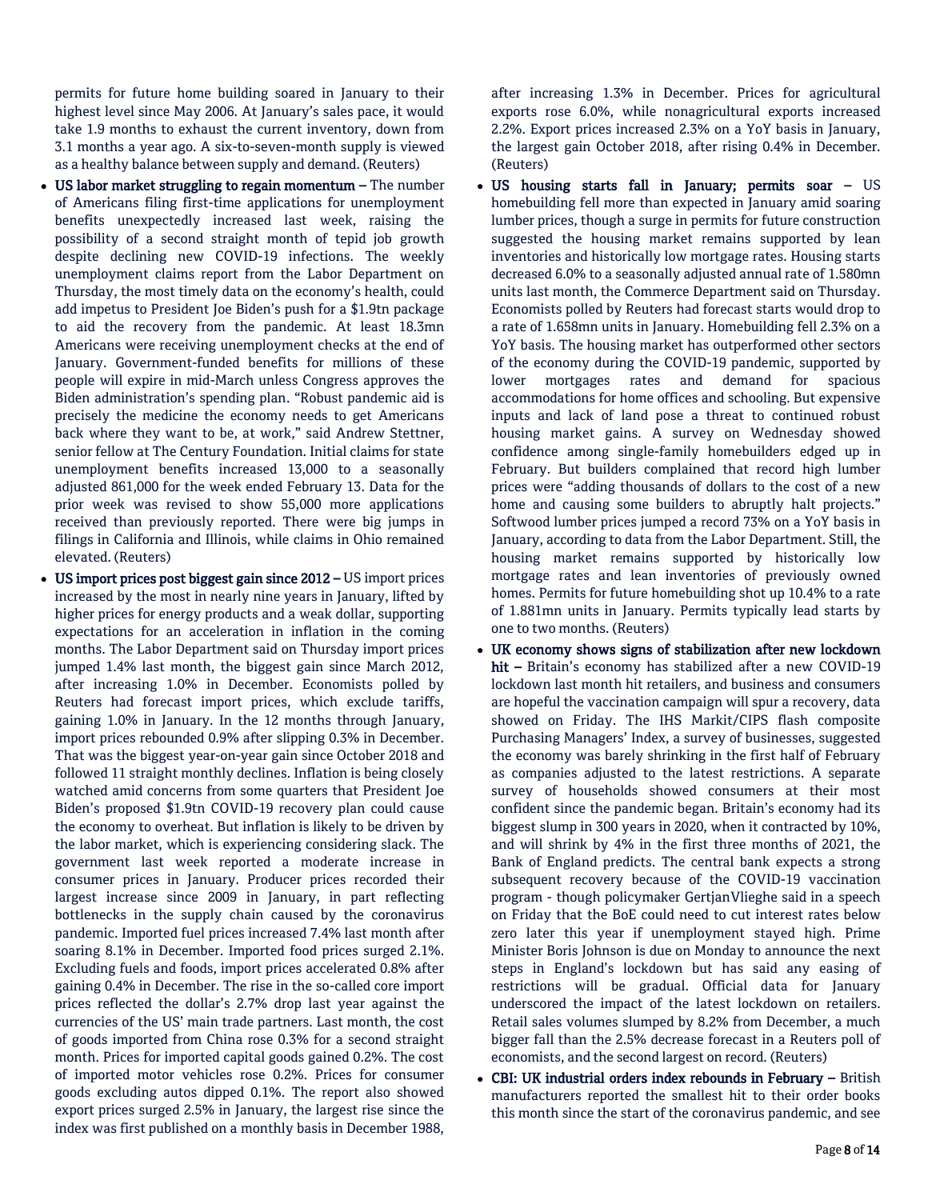permits for future home building soared in January to their highest level since May 2006. At January's sales pace, it would take 1.9 months to exhaust the current inventory, down from 3.1 months a year ago. A six-to-seven-month supply is viewed as a healthy balance between supply and demand. (Reuters)

- **US labor market struggling to regain momentum –** The number of Americans filing first-time applications for unemployment benefits unexpectedly increased last week, raising the possibility of a second straight month of tepid job growth despite declining new COVID-19 infections. The weekly unemployment claims report from the Labor Department on Thursday, the most timely data on the economy's health, could add impetus to President Joe Biden's push for a $1.9tn package to aid the recovery from the pandemic. At least 18.3mn Americans were receiving unemployment checks at the end of January. Government-funded benefits for millions of these people will expire in mid-March unless Congress approves the Biden administration's spending plan. "Robust pandemic aid is precisely the medicine the economy needs to get Americans back where they want to be, at work," said Andrew Stettner, senior fellow at The Century Foundation. Initial claims for state unemployment benefits increased 13,000 to a seasonally adjusted 861,000 for the week ended February 13. Data for the prior week was revised to show 55,000 more applications received than previously reported. There were big jumps in filings in California and Illinois, while claims in Ohio remained elevated. (Reuters)
- **US import prices post biggest gain since 2012 –** US import prices increased by the most in nearly nine years in January, lifted by higher prices for energy products and a weak dollar, supporting expectations for an acceleration in inflation in the coming months. The Labor Department said on Thursday import prices jumped 1.4% last month, the biggest gain since March 2012, after increasing 1.0% in December. Economists polled by Reuters had forecast import prices, which exclude tariffs, gaining 1.0% in January. In the 12 months through January, import prices rebounded 0.9% after slipping 0.3% in December. That was the biggest year-on-year gain since October 2018 and followed 11 straight monthly declines. Inflation is being closely watched amid concerns from some quarters that President Joe Biden's proposed $1.9tn COVID-19 recovery plan could cause the economy to overheat. But inflation is likely to be driven by the labor market, which is experiencing considering slack. The government last week reported a moderate increase in consumer prices in January. Producer prices recorded their largest increase since 2009 in January, in part reflecting bottlenecks in the supply chain caused by the coronavirus pandemic. Imported fuel prices increased 7.4% last month after soaring 8.1% in December. Imported food prices surged 2.1%. Excluding fuels and foods, import prices accelerated 0.8% after gaining 0.4% in December. The rise in the so-called core import prices reflected the dollar's 2.7% drop last year against the currencies of the US' main trade partners. Last month, the cost of goods imported from China rose 0.3% for a second straight month. Prices for imported capital goods gained 0.2%. The cost of imported motor vehicles rose 0.2%. Prices for consumer goods excluding autos dipped 0.1%. The report also showed export prices surged 2.5% in January, the largest rise since the index was first published on a monthly basis in December 1988, after increasing 1.3% in December. Prices for agricultural exports rose 6.0%, while nonagricultural exports increased 2.2%. Export prices increased 2.3% on a YoY basis in January, the largest gain October 2018, after rising 0.4% in December. (Reuters)
- **US housing starts fall in January; permits soar –** US homebuilding fell more than expected in January amid soaring lumber prices, though a surge in permits for future construction suggested the housing market remains supported by lean inventories and historically low mortgage rates. Housing starts decreased 6.0% to a seasonally adjusted annual rate of 1.580mn units last month, the Commerce Department said on Thursday. Economists polled by Reuters had forecast starts would drop to a rate of 1.658mn units in January. Homebuilding fell 2.3% on a YoY basis. The housing market has outperformed other sectors of the economy during the COVID-19 pandemic, supported by lower mortgages rates and demand for spacious accommodations for home offices and schooling. But expensive inputs and lack of land pose a threat to continued robust housing market gains. A survey on Wednesday showed confidence among single-family homebuilders edged up in February. But builders complained that record high lumber prices were "adding thousands of dollars to the cost of a new home and causing some builders to abruptly halt projects." Softwood lumber prices jumped a record 73% on a YoY basis in January, according to data from the Labor Department. Still, the housing market remains supported by historically low mortgage rates and lean inventories of previously owned homes. Permits for future homebuilding shot up 10.4% to a rate of 1.881mn units in January. Permits typically lead starts by one to two months. (Reuters)
- **UK economy shows signs of stabilization after new lockdown hit –** Britain's economy has stabilized after a new COVID-19 lockdown last month hit retailers, and business and consumers are hopeful the vaccination campaign will spur a recovery, data showed on Friday. The IHS Markit/CIPS flash composite Purchasing Managers' Index, a survey of businesses, suggested the economy was barely shrinking in the first half of February as companies adjusted to the latest restrictions. A separate survey of households showed consumers at their most confident since the pandemic began. Britain's economy had its biggest slump in 300 years in 2020, when it contracted by 10%, and will shrink by 4% in the first three months of 2021, the Bank of England predicts. The central bank expects a strong subsequent recovery because of the COVID-19 vaccination program - though policymaker GertjanVlieghe said in a speech on Friday that the BoE could need to cut interest rates below zero later this year if unemployment stayed high. Prime Minister Boris Johnson is due on Monday to announce the next steps in England's lockdown but has said any easing of restrictions will be gradual. Official data for January underscored the impact of the latest lockdown on retailers. Retail sales volumes slumped by 8.2% from December, a much bigger fall than the 2.5% decrease forecast in a Reuters poll of economists, and the second largest on record. (Reuters)
- **CBI: UK industrial orders index rebounds in February –** British manufacturers reported the smallest hit to their order books this month since the start of the coronavirus pandemic, and see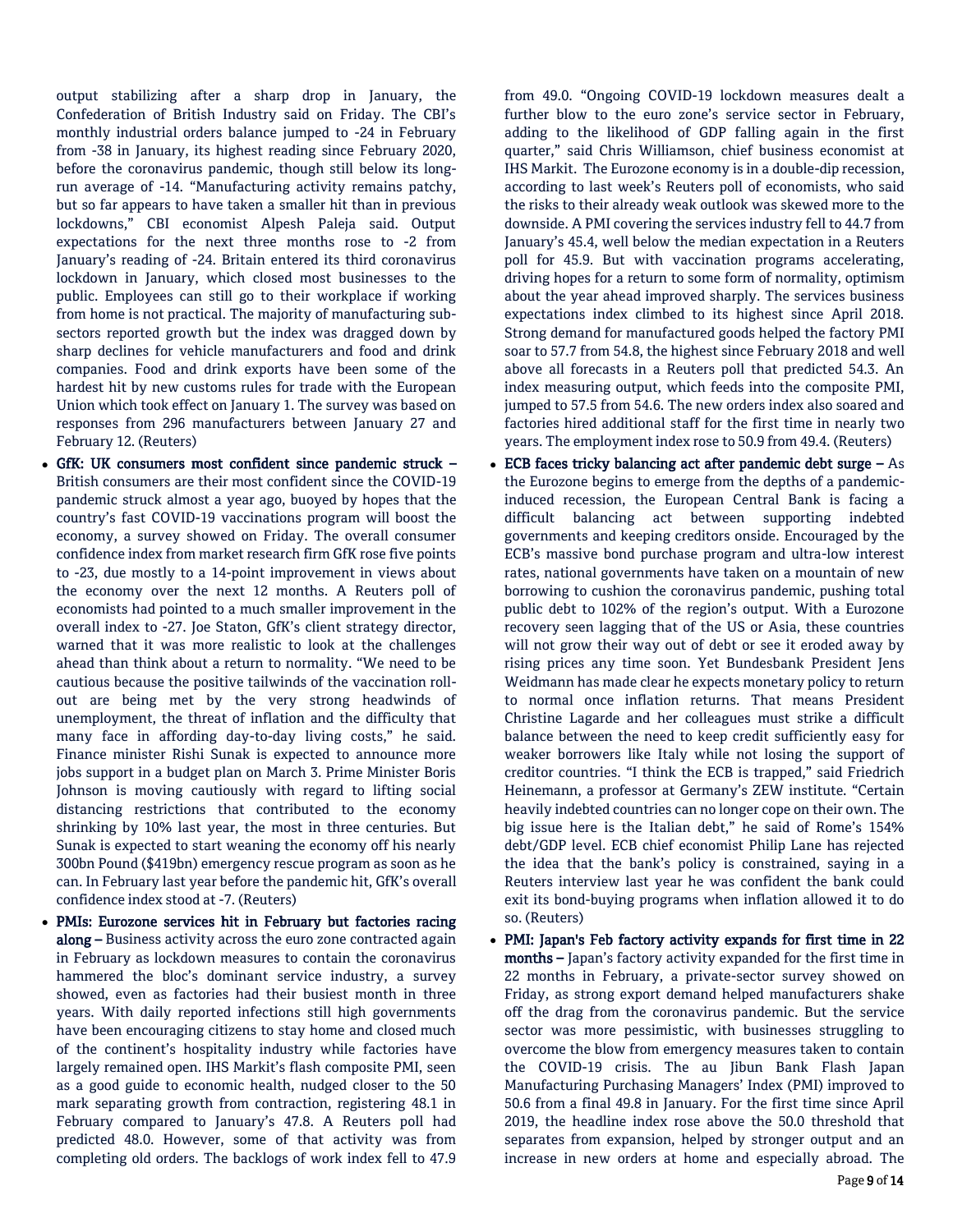output stabilizing after a sharp drop in January, the Confederation of British Industry said on Friday. The CBI's monthly industrial orders balance jumped to -24 in February from -38 in January, its highest reading since February 2020, before the coronavirus pandemic, though still below its long-run average of -14. "Manufacturing activity remains patchy, but so far appears to have taken a smaller hit than in previous lockdowns," CBI economist Alpesh Paleja said. Output expectations for the next three months rose to -2 from January's reading of -24. Britain entered its third coronavirus lockdown in January, which closed most businesses to the public. Employees can still go to their workplace if working from home is not practical. The majority of manufacturing sub-sectors reported growth but the index was dragged down by sharp declines for vehicle manufacturers and food and drink companies. Food and drink exports have been some of the hardest hit by new customs rules for trade with the European Union which took effect on January 1. The survey was based on responses from 296 manufacturers between January 27 and February 12. (Reuters)

- **GfK: UK consumers most confident since pandemic struck –** British consumers are their most confident since the COVID-19 pandemic struck almost a year ago, buoyed by hopes that the country's fast COVID-19 vaccinations program will boost the economy, a survey showed on Friday. The overall consumer confidence index from market research firm GfK rose five points to -23, due mostly to a 14-point improvement in views about the economy over the next 12 months. A Reuters poll of economists had pointed to a much smaller improvement in the overall index to -27. Joe Staton, GfK's client strategy director, warned that it was more realistic to look at the challenges ahead than think about a return to normality. "We need to be cautious because the positive tailwinds of the vaccination roll-out are being met by the very strong headwinds of unemployment, the threat of inflation and the difficulty that many face in affording day-to-day living costs," he said. Finance minister Rishi Sunak is expected to announce more jobs support in a budget plan on March 3. Prime Minister Boris Johnson is moving cautiously with regard to lifting social distancing restrictions that contributed to the economy shrinking by 10% last year, the most in three centuries. But Sunak is expected to start weaning the economy off his nearly 300bn Pound ($419bn) emergency rescue program as soon as he can. In February last year before the pandemic hit, GfK's overall confidence index stood at -7. (Reuters)
- **PMIs: Eurozone services hit in February but factories racing along –** Business activity across the euro zone contracted again in February as lockdown measures to contain the coronavirus hammered the bloc's dominant service industry, a survey showed, even as factories had their busiest month in three years. With daily reported infections still high governments have been encouraging citizens to stay home and closed much of the continent's hospitality industry while factories have largely remained open. IHS Markit's flash composite PMI, seen as a good guide to economic health, nudged closer to the 50 mark separating growth from contraction, registering 48.1 in February compared to January's 47.8. A Reuters poll had predicted 48.0. However, some of that activity was from completing old orders. The backlogs of work index fell to 47.9 from 49.0. "Ongoing COVID-19 lockdown measures dealt a further blow to the euro zone's service sector in February, adding to the likelihood of GDP falling again in the first quarter," said Chris Williamson, chief business economist at IHS Markit. The Eurozone economy is in a double-dip recession, according to last week's Reuters poll of economists, who said the risks to their already weak outlook was skewed more to the downside. A PMI covering the services industry fell to 44.7 from January's 45.4, well below the median expectation in a Reuters poll for 45.9. But with vaccination programs accelerating, driving hopes for a return to some form of normality, optimism about the year ahead improved sharply. The services business expectations index climbed to its highest since April 2018. Strong demand for manufactured goods helped the factory PMI soar to 57.7 from 54.8, the highest since February 2018 and well above all forecasts in a Reuters poll that predicted 54.3. An index measuring output, which feeds into the composite PMI, jumped to 57.5 from 54.6. The new orders index also soared and factories hired additional staff for the first time in nearly two years. The employment index rose to 50.9 from 49.4. (Reuters)
- **ECB faces tricky balancing act after pandemic debt surge –** As the Eurozone begins to emerge from the depths of a pandemic-induced recession, the European Central Bank is facing a difficult balancing act between supporting indebted governments and keeping creditors onside. Encouraged by the ECB's massive bond purchase program and ultra-low interest rates, national governments have taken on a mountain of new borrowing to cushion the coronavirus pandemic, pushing total public debt to 102% of the region's output. With a Eurozone recovery seen lagging that of the US or Asia, these countries will not grow their way out of debt or see it eroded away by rising prices any time soon. Yet Bundesbank President Jens Weidmann has made clear he expects monetary policy to return to normal once inflation returns. That means President Christine Lagarde and her colleagues must strike a difficult balance between the need to keep credit sufficiently easy for weaker borrowers like Italy while not losing the support of creditor countries. "I think the ECB is trapped," said Friedrich Heinemann, a professor at Germany's ZEW institute. "Certain heavily indebted countries can no longer cope on their own. The big issue here is the Italian debt," he said of Rome's 154% debt/GDP level. ECB chief economist Philip Lane has rejected the idea that the bank's policy is constrained, saying in a Reuters interview last year he was confident the bank could exit its bond-buying programs when inflation allowed it to do so. (Reuters)
- **PMI: Japan's Feb factory activity expands for first time in 22 months –** Japan's factory activity expanded for the first time in 22 months in February, a private-sector survey showed on Friday, as strong export demand helped manufacturers shake off the drag from the coronavirus pandemic. But the service sector was more pessimistic, with businesses struggling to overcome the blow from emergency measures taken to contain the COVID-19 crisis. The au Jibun Bank Flash Japan Manufacturing Purchasing Managers' Index (PMI) improved to 50.6 from a final 49.8 in January. For the first time since April 2019, the headline index rose above the 50.0 threshold that separates from expansion, helped by stronger output and an increase in new orders at home and especially abroad. The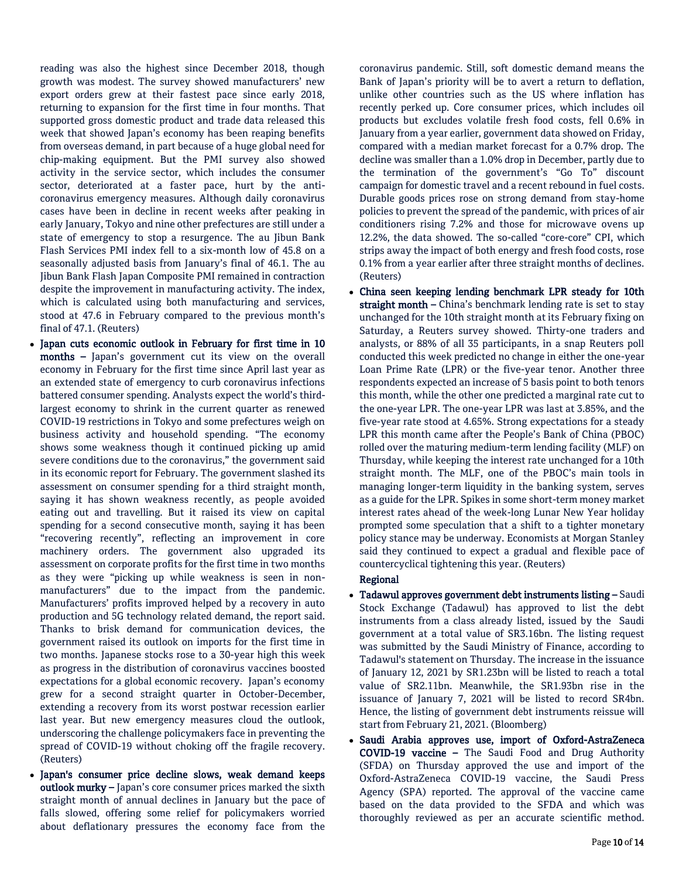reading was also the highest since December 2018, though growth was modest. The survey showed manufacturers' new export orders grew at their fastest pace since early 2018, returning to expansion for the first time in four months. That supported gross domestic product and trade data released this week that showed Japan's economy has been reaping benefits from overseas demand, in part because of a huge global need for chip-making equipment. But the PMI survey also showed activity in the service sector, which includes the consumer sector, deteriorated at a faster pace, hurt by the anti-coronavirus emergency measures. Although daily coronavirus cases have been in decline in recent weeks after peaking in early January, Tokyo and nine other prefectures are still under a state of emergency to stop a resurgence. The au Jibun Bank Flash Services PMI index fell to a six-month low of 45.8 on a seasonally adjusted basis from January's final of 46.1. The au Jibun Bank Flash Japan Composite PMI remained in contraction despite the improvement in manufacturing activity. The index, which is calculated using both manufacturing and services, stood at 47.6 in February compared to the previous month's final of 47.1. (Reuters)

- **Japan cuts economic outlook in February for first time in 10 months –** Japan's government cut its view on the overall economy in February for the first time since April last year as an extended state of emergency to curb coronavirus infections battered consumer spending. Analysts expect the world's third-largest economy to shrink in the current quarter as renewed COVID-19 restrictions in Tokyo and some prefectures weigh on business activity and household spending. "The economy shows some weakness though it continued picking up amid severe conditions due to the coronavirus," the government said in its economic report for February. The government slashed its assessment on consumer spending for a third straight month, saying it has shown weakness recently, as people avoided eating out and travelling. But it raised its view on capital spending for a second consecutive month, saying it has been "recovering recently", reflecting an improvement in core machinery orders. The government also upgraded its assessment on corporate profits for the first time in two months as they were "picking up while weakness is seen in non-manufacturers" due to the impact from the pandemic. Manufacturers' profits improved helped by a recovery in auto production and 5G technology related demand, the report said. Thanks to brisk demand for communication devices, the government raised its outlook on imports for the first time in two months. Japanese stocks rose to a 30-year high this week as progress in the distribution of coronavirus vaccines boosted expectations for a global economic recovery. Japan's economy grew for a second straight quarter in October-December, extending a recovery from its worst postwar recession earlier last year. But new emergency measures cloud the outlook, underscoring the challenge policymakers face in preventing the spread of COVID-19 without choking off the fragile recovery. (Reuters)
- **Japan's consumer price decline slows, weak demand keeps outlook murky –** Japan's core consumer prices marked the sixth straight month of annual declines in January but the pace of falls slowed, offering some relief for policymakers worried about deflationary pressures the economy face from the coronavirus pandemic. Still, soft domestic demand means the Bank of Japan's priority will be to avert a return to deflation, unlike other countries such as the US where inflation has recently perked up. Core consumer prices, which includes oil products but excludes volatile fresh food costs, fell 0.6% in January from a year earlier, government data showed on Friday, compared with a median market forecast for a 0.7% drop. The decline was smaller than a 1.0% drop in December, partly due to the termination of the government's "Go To" discount campaign for domestic travel and a recent rebound in fuel costs. Durable goods prices rose on strong demand from stay-home policies to prevent the spread of the pandemic, with prices of air conditioners rising 7.2% and those for microwave ovens up 12.2%, the data showed. The so-called "core-core" CPI, which strips away the impact of both energy and fresh food costs, rose 0.1% from a year earlier after three straight months of declines. (Reuters)
- **China seen keeping lending benchmark LPR steady for 10th straight month –** China's benchmark lending rate is set to stay unchanged for the 10th straight month at its February fixing on Saturday, a Reuters survey showed. Thirty-one traders and analysts, or 88% of all 35 participants, in a snap Reuters poll conducted this week predicted no change in either the one-year Loan Prime Rate (LPR) or the five-year tenor. Another three respondents expected an increase of 5 basis point to both tenors this month, while the other one predicted a marginal rate cut to the one-year LPR. The one-year LPR was last at 3.85%, and the five-year rate stood at 4.65%. Strong expectations for a steady LPR this month came after the People's Bank of China (PBOC) rolled over the maturing medium-term lending facility (MLF) on Thursday, while keeping the interest rate unchanged for a 10th straight month. The MLF, one of the PBOC's main tools in managing longer-term liquidity in the banking system, serves as a guide for the LPR. Spikes in some short-term money market interest rates ahead of the week-long Lunar New Year holiday prompted some speculation that a shift to a tighter monetary policy stance may be underway. Economists at Morgan Stanley said they continued to expect a gradual and flexible pace of countercyclical tightening this year. (Reuters)

**Regional**

- **Tadawul approves government debt instruments listing –** Saudi Stock Exchange (Tadawul) has approved to list the debt instruments from a class already listed, issued by the Saudi government at a total value of SR3.16bn. The listing request was submitted by the Saudi Ministry of Finance, according to Tadawul's statement on Thursday. The increase in the issuance of January 12, 2021 by SR1.23bn will be listed to reach a total value of SR2.11bn. Meanwhile, the SR1.93bn rise in the issuance of January 7, 2021 will be listed to record SR4bn. Hence, the listing of government debt instruments reissue will start from February 21, 2021. (Bloomberg)
- **Saudi Arabia approves use, import of Oxford-AstraZeneca COVID-19 vaccine –** The Saudi Food and Drug Authority (SFDA) on Thursday approved the use and import of the Oxford-AstraZeneca COVID-19 vaccine, the Saudi Press Agency (SPA) reported. The approval of the vaccine came based on the data provided to the SFDA and which was thoroughly reviewed as per an accurate scientific method.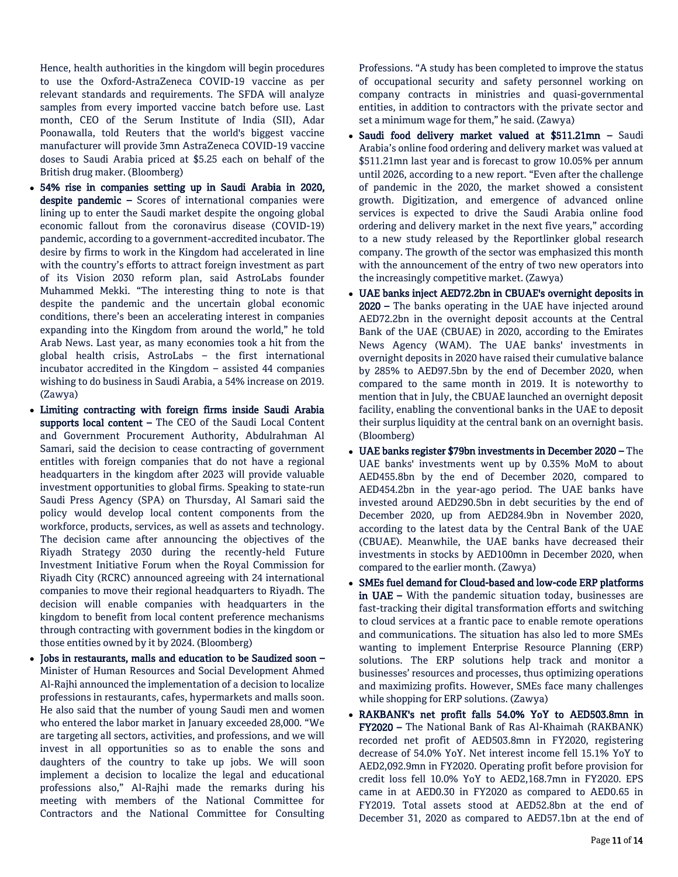Hence, health authorities in the kingdom will begin procedures to use the Oxford-AstraZeneca COVID-19 vaccine as per relevant standards and requirements. The SFDA will analyze samples from every imported vaccine batch before use. Last month, CEO of the Serum Institute of India (SII), Adar Poonawalla, told Reuters that the world's biggest vaccine manufacturer will provide 3mn AstraZeneca COVID-19 vaccine doses to Saudi Arabia priced at $5.25 each on behalf of the British drug maker. (Bloomberg)

- **54% rise in companies setting up in Saudi Arabia in 2020, despite pandemic –** Scores of international companies were lining up to enter the Saudi market despite the ongoing global economic fallout from the coronavirus disease (COVID-19) pandemic, according to a government-accredited incubator. The desire by firms to work in the Kingdom had accelerated in line with the country's efforts to attract foreign investment as part of its Vision 2030 reform plan, said AstroLabs founder Muhammed Mekki. "The interesting thing to note is that despite the pandemic and the uncertain global economic conditions, there's been an accelerating interest in companies expanding into the Kingdom from around the world," he told Arab News. Last year, as many economies took a hit from the global health crisis, AstroLabs – the first international incubator accredited in the Kingdom – assisted 44 companies wishing to do business in Saudi Arabia, a 54% increase on 2019. (Zawya)
- **Limiting contracting with foreign firms inside Saudi Arabia supports local content –** The CEO of the Saudi Local Content and Government Procurement Authority, Abdulrahman Al Samari, said the decision to cease contracting of government entities with foreign companies that do not have a regional headquarters in the kingdom after 2023 will provide valuable investment opportunities to global firms. Speaking to state-run Saudi Press Agency (SPA) on Thursday, Al Samari said the policy would develop local content components from the workforce, products, services, as well as assets and technology. The decision came after announcing the objectives of the Riyadh Strategy 2030 during the recently-held Future Investment Initiative Forum when the Royal Commission for Riyadh City (RCRC) announced agreeing with 24 international companies to move their regional headquarters to Riyadh. The decision will enable companies with headquarters in the kingdom to benefit from local content preference mechanisms through contracting with government bodies in the kingdom or those entities owned by it by 2024. (Bloomberg)
- **Jobs in restaurants, malls and education to be Saudized soon –** Minister of Human Resources and Social Development Ahmed Al-Rajhi announced the implementation of a decision to localize professions in restaurants, cafes, hypermarkets and malls soon. He also said that the number of young Saudi men and women who entered the labor market in January exceeded 28,000. "We are targeting all sectors, activities, and professions, and we will invest in all opportunities so as to enable the sons and daughters of the country to take up jobs. We will soon implement a decision to localize the legal and educational professions also," Al-Rajhi made the remarks during his meeting with members of the National Committee for Contractors and the National Committee for Consulting Professions. "A study has been completed to improve the status of occupational security and safety personnel working on company contracts in ministries and quasi-governmental entities, in addition to contractors with the private sector and set a minimum wage for them," he said. (Zawya)
- **Saudi food delivery market valued at $511.21mn –** Saudi Arabia's online food ordering and delivery market was valued at $511.21mn last year and is forecast to grow 10.05% per annum until 2026, according to a new report. "Even after the challenge of pandemic in the 2020, the market showed a consistent growth. Digitization, and emergence of advanced online services is expected to drive the Saudi Arabia online food ordering and delivery market in the next five years," according to a new study released by the Reportlinker global research company. The growth of the sector was emphasized this month with the announcement of the entry of two new operators into the increasingly competitive market. (Zawya)
- **UAE banks inject AED72.2bn in CBUAE's overnight deposits in 2020 –** The banks operating in the UAE have injected around AED72.2bn in the overnight deposit accounts at the Central Bank of the UAE (CBUAE) in 2020, according to the Emirates News Agency (WAM). The UAE banks' investments in overnight deposits in 2020 have raised their cumulative balance by 285% to AED97.5bn by the end of December 2020, when compared to the same month in 2019. It is noteworthy to mention that in July, the CBUAE launched an overnight deposit facility, enabling the conventional banks in the UAE to deposit their surplus liquidity at the central bank on an overnight basis. (Bloomberg)
- **UAE banks register $79bn investments in December 2020 –** The UAE banks' investments went up by 0.35% MoM to about AED455.8bn by the end of December 2020, compared to AED454.2bn in the year-ago period. The UAE banks have invested around AED290.5bn in debt securities by the end of December 2020, up from AED284.9bn in November 2020, according to the latest data by the Central Bank of the UAE (CBUAE). Meanwhile, the UAE banks have decreased their investments in stocks by AED100mn in December 2020, when compared to the earlier month. (Zawya)
- **SMEs fuel demand for Cloud-based and low-code ERP platforms in UAE –** With the pandemic situation today, businesses are fast-tracking their digital transformation efforts and switching to cloud services at a frantic pace to enable remote operations and communications. The situation has also led to more SMEs wanting to implement Enterprise Resource Planning (ERP) solutions. The ERP solutions help track and monitor a businesses' resources and processes, thus optimizing operations and maximizing profits. However, SMEs face many challenges while shopping for ERP solutions. (Zawya)
- **RAKBANK's net profit falls 54.0% YoY to AED503.8mn in FY2020 –** The National Bank of Ras Al-Khaimah (RAKBANK) recorded net profit of AED503.8mn in FY2020, registering decrease of 54.0% YoY. Net interest income fell 15.1% YoY to AED2,092.9mn in FY2020. Operating profit before provision for credit loss fell 10.0% YoY to AED2,168.7mn in FY2020. EPS came in at AED0.30 in FY2020 as compared to AED0.65 in FY2019. Total assets stood at AED52.8bn at the end of December 31, 2020 as compared to AED57.1bn at the end of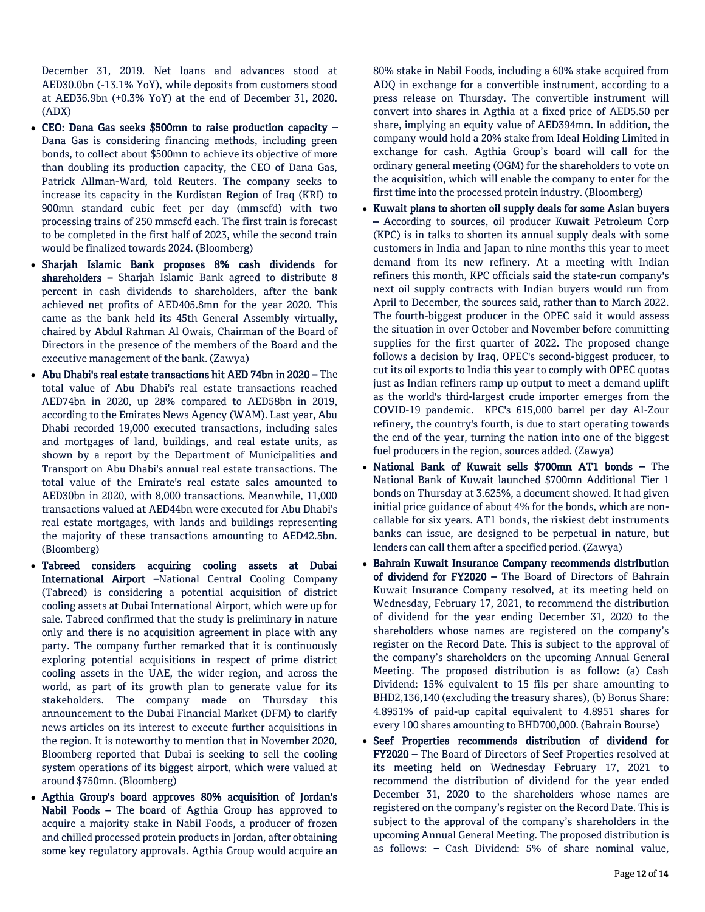December 31, 2019. Net loans and advances stood at AED30.0bn (-13.1% YoY), while deposits from customers stood at AED36.9bn (+0.3% YoY) at the end of December 31, 2020. (ADX)

- **CEO: Dana Gas seeks $500mn to raise production capacity –** Dana Gas is considering financing methods, including green bonds, to collect about $500mn to achieve its objective of more than doubling its production capacity, the CEO of Dana Gas, Patrick Allman-Ward, told Reuters. The company seeks to increase its capacity in the Kurdistan Region of Iraq (KRI) to 900mn standard cubic feet per day (mmscfd) with two processing trains of 250 mmscfd each. The first train is forecast to be completed in the first half of 2023, while the second train would be finalized towards 2024. (Bloomberg)
- **Sharjah Islamic Bank proposes 8% cash dividends for shareholders –** Sharjah Islamic Bank agreed to distribute 8 percent in cash dividends to shareholders, after the bank achieved net profits of AED405.8mn for the year 2020. This came as the bank held its 45th General Assembly virtually, chaired by Abdul Rahman Al Owais, Chairman of the Board of Directors in the presence of the members of the Board and the executive management of the bank. (Zawya)
- **Abu Dhabi's real estate transactions hit AED 74bn in 2020 –** The total value of Abu Dhabi's real estate transactions reached AED74bn in 2020, up 28% compared to AED58bn in 2019, according to the Emirates News Agency (WAM). Last year, Abu Dhabi recorded 19,000 executed transactions, including sales and mortgages of land, buildings, and real estate units, as shown by a report by the Department of Municipalities and Transport on Abu Dhabi's annual real estate transactions. The total value of the Emirate's real estate sales amounted to AED30bn in 2020, with 8,000 transactions. Meanwhile, 11,000 transactions valued at AED44bn were executed for Abu Dhabi's real estate mortgages, with lands and buildings representing the majority of these transactions amounting to AED42.5bn. (Bloomberg)
- **Tabreed considers acquiring cooling assets at Dubai International Airport –**National Central Cooling Company (Tabreed) is considering a potential acquisition of district cooling assets at Dubai International Airport, which were up for sale. Tabreed confirmed that the study is preliminary in nature only and there is no acquisition agreement in place with any party. The company further remarked that it is continuously exploring potential acquisitions in respect of prime district cooling assets in the UAE, the wider region, and across the world, as part of its growth plan to generate value for its stakeholders. The company made on Thursday this announcement to the Dubai Financial Market (DFM) to clarify news articles on its interest to execute further acquisitions in the region. It is noteworthy to mention that in November 2020, Bloomberg reported that Dubai is seeking to sell the cooling system operations of its biggest airport, which were valued at around $750mn. (Bloomberg)
- **Agthia Group's board approves 80% acquisition of Jordan's Nabil Foods –** The board of Agthia Group has approved to acquire a majority stake in Nabil Foods, a producer of frozen and chilled processed protein products in Jordan, after obtaining some key regulatory approvals. Agthia Group would acquire an 80% stake in Nabil Foods, including a 60% stake acquired from ADQ in exchange for a convertible instrument, according to a press release on Thursday. The convertible instrument will convert into shares in Agthia at a fixed price of AED5.50 per share, implying an equity value of AED394mn. In addition, the company would hold a 20% stake from Ideal Holding Limited in exchange for cash. Agthia Group's board will call for the ordinary general meeting (OGM) for the shareholders to vote on the acquisition, which will enable the company to enter for the first time into the processed protein industry. (Bloomberg)
- **Kuwait plans to shorten oil supply deals for some Asian buyers –** According to sources, oil producer Kuwait Petroleum Corp (KPC) is in talks to shorten its annual supply deals with some customers in India and Japan to nine months this year to meet demand from its new refinery. At a meeting with Indian refiners this month, KPC officials said the state-run company's next oil supply contracts with Indian buyers would run from April to December, the sources said, rather than to March 2022. The fourth-biggest producer in the OPEC said it would assess the situation in over October and November before committing supplies for the first quarter of 2022. The proposed change follows a decision by Iraq, OPEC's second-biggest producer, to cut its oil exports to India this year to comply with OPEC quotas just as Indian refiners ramp up output to meet a demand uplift as the world's third-largest crude importer emerges from the COVID-19 pandemic. KPC's 615,000 barrel per day Al-Zour refinery, the country's fourth, is due to start operating towards the end of the year, turning the nation into one of the biggest fuel producers in the region, sources added. (Zawya)
- **National Bank of Kuwait sells $700mn AT1 bonds –** The National Bank of Kuwait launched $700mn Additional Tier 1 bonds on Thursday at 3.625%, a document showed. It had given initial price guidance of about 4% for the bonds, which are non-callable for six years. AT1 bonds, the riskiest debt instruments banks can issue, are designed to be perpetual in nature, but lenders can call them after a specified period. (Zawya)
- **Bahrain Kuwait Insurance Company recommends distribution of dividend for FY2020 –** The Board of Directors of Bahrain Kuwait Insurance Company resolved, at its meeting held on Wednesday, February 17, 2021, to recommend the distribution of dividend for the year ending December 31, 2020 to the shareholders whose names are registered on the company's register on the Record Date. This is subject to the approval of the company's shareholders on the upcoming Annual General Meeting. The proposed distribution is as follow: (a) Cash Dividend: 15% equivalent to 15 fils per share amounting to BHD2,136,140 (excluding the treasury shares), (b) Bonus Share: 4.8951% of paid-up capital equivalent to 4.8951 shares for every 100 shares amounting to BHD700,000. (Bahrain Bourse)
- **Seef Properties recommends distribution of dividend for FY2020 –** The Board of Directors of Seef Properties resolved at its meeting held on Wednesday February 17, 2021 to recommend the distribution of dividend for the year ended December 31, 2020 to the shareholders whose names are registered on the company's register on the Record Date. This is subject to the approval of the company's shareholders in the upcoming Annual General Meeting. The proposed distribution is as follows: – Cash Dividend: 5% of share nominal value,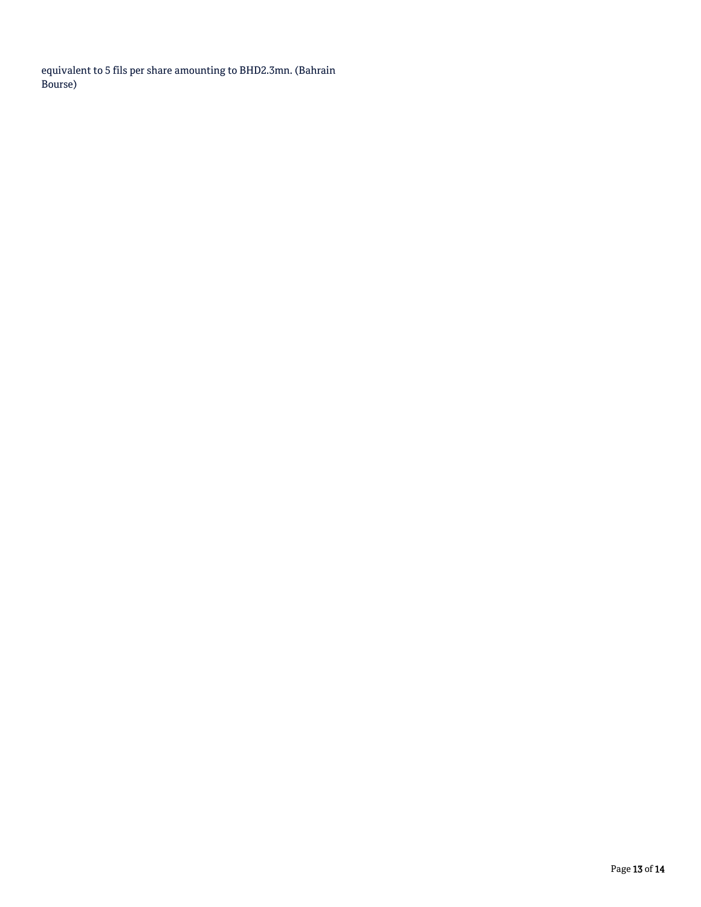equivalent to 5 fils per share amounting to BHD2.3mn. (Bahrain Bourse)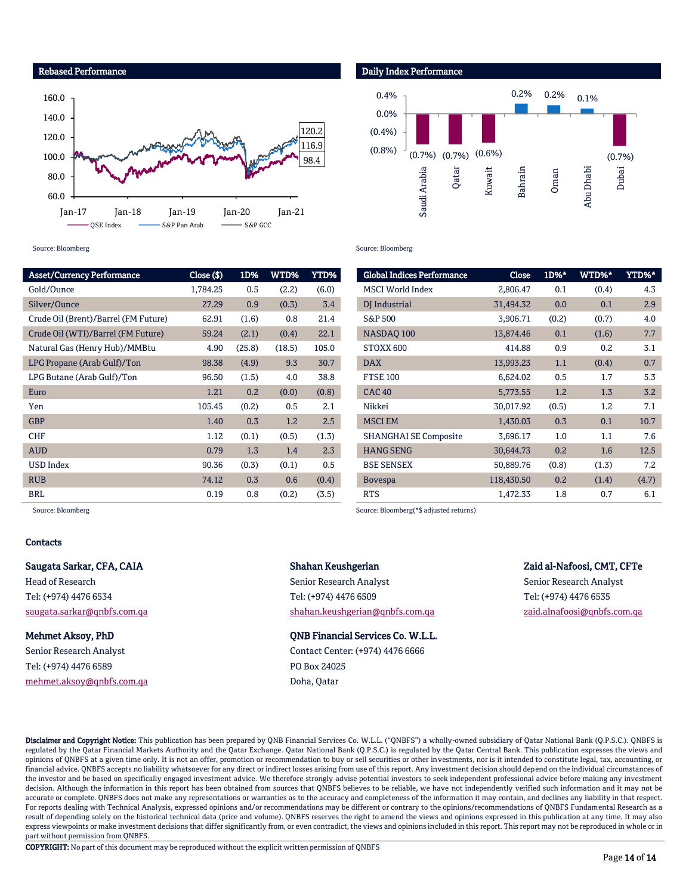## Rebased Performance

160.0
140.0
120.0
100.0
80.0
60.0

Jan-17 Jan-18 Jan-19 Jan-20 Jan-21

120.2
116.9
98.4

QSE Index S&P Pan Arab S&P GCC

Source: Bloomberg

## Daily Index Performance

0.4%
0.0%
(0.4%)
(0.8%)

(0.7%) (0.7%) (0.6%) 0.2% 0.2% 0.1% (0.7%)

Saudi Arabia Qatar Kuwait Bahrain Oman Abu Dhabi Dubai

Source: Bloomberg

| Asset/Currency Performance | Close ($) | 1D% | WTD% | YTD% |
|---|---|---|---|---|
| Gold/Ounce | 1,784.25 | 0.5 | (2.2) | (6.0) |
| Silver/Ounce | 27.29 | 0.9 | (0.3) | 3.4 |
| Crude Oil (Brent)/Barrel (FM Future) | 62.91 | (1.6) | 0.8 | 21.4 |
| Crude Oil (WTI)/Barrel (FM Future) | 59.24 | (2.1) | (0.4) | 22.1 |
| Natural Gas (Henry Hub)/MMBtu | 4.90 | (25.8) | (18.5) | 105.0 |
| LPG Propane (Arab Gulf)/Ton | 98.38 | (4.9) | 9.3 | 30.7 |
| LPG Butane (Arab Gulf)/Ton | 96.50 | (1.5) | 4.0 | 38.8 |
| Euro | 1.21 | 0.2 | (0.0) | (0.8) |
| Yen | 105.45 | (0.2) | 0.5 | 2.1 |
| GBP | 1.40 | 0.3 | 1.2 | 2.5 |
| CHF | 1.12 | (0.1) | (0.5) | (1.3) |
| AUD | 0.79 | 1.3 | 1.4 | 2.3 |
| USD Index | 90.36 | (0.3) | (0.1) | 0.5 |
| RUB | 74.12 | 0.3 | 0.6 | (0.4) |
| BRL | 0.19 | 0.8 | (0.2) | (3.5) |

Source: Bloomberg

| Global Indices Performance | Close | 1D%* | WTD%* | YTD%* |
|---|---|---|---|---|
| MSCI World Index | 2,806.47 | 0.1 | (0.4) | 4.3 |
| DJ Industrial | 31,494.32 | 0.0 | 0.1 | 2.9 |
| S&P 500 | 3,906.71 | (0.2) | (0.7) | 4.0 |
| NASDAQ 100 | 13,874.46 | 0.1 | (1.6) | 7.7 |
| STOXX 600 | 414.88 | 0.9 | 0.2 | 3.1 |
| DAX | 13,993.23 | 1.1 | (0.4) | 0.7 |
| FTSE 100 | 6,624.02 | 0.5 | 1.7 | 5.3 |
| CAC 40 | 5,773.55 | 1.2 | 1.3 | 3.2 |
| Nikkei | 30,017.92 | (0.5) | 1.2 | 7.1 |
| MSCI EM | 1,430.03 | 0.3 | 0.1 | 10.7 |
| SHANGHAI SE Composite | 3,696.17 | 1.0 | 1.1 | 7.6 |
| HANG SENG | 30,644.73 | 0.2 | 1.6 | 12.5 |
| BSE SENSEX | 50,889.76 | (0.8) | (1.3) | 7.2 |
| Bovespa | 118,430.50 | 0.2 | (1.4) | (4.7) |
| RTS | 1,472.33 | 1.8 | 0.7 | 6.1 |

Source: Bloomberg(*$ adjusted returns)

## Contacts

**Saugata Sarkar, CFA, CAIA**
Head of Research
Tel: (+974) 4476 6534
saugata.sarkar@qnbfs.com.qa

**Shahan Keushgerian**
Senior Research Analyst
Tel: (+974) 4476 6509
shahan.keushgerian@qnbfs.com.qa

**Zaid al-Nafoosi, CMT, CFTe**
Senior Research Analyst
Tel: (+974) 4476 6535
zaid.alnafoosi@qnbfs.com.qa

**Mehmet Aksoy, PhD**
Senior Research Analyst
Tel: (+974) 4476 6589
mehmet.aksoy@qnbfs.com.qa

**QNB Financial Services Co. W.L.L.**
Contact Center: (+974) 4476 6666
PO Box 24025
Doha, Qatar

**Disclaimer and Copyright Notice:** This publication has been prepared by QNB Financial Services Co. W.L.L. ("QNBFS") a wholly-owned subsidiary of Qatar National Bank (Q.P.S.C.). QNBFS is regulated by the Qatar Financial Markets Authority and the Qatar Exchange. Qatar National Bank (Q.P.S.C.) is regulated by the Qatar Central Bank. This publication expresses the views and opinions of QNBFS at a given time only. It is not an offer, promotion or recommendation to buy or sell securities or other investments, nor is it intended to constitute legal, tax, accounting, or financial advice. QNBFS accepts no liability whatsoever for any direct or indirect losses arising from use of this report. Any investment decision should depend on the individual circumstances of the investor and be based on specifically engaged investment advice. We therefore strongly advise potential investors to seek independent professional advice before making any investment decision. Although the information in this report has been obtained from sources that QNBFS believes to be reliable, we have not independently verified such information and it may not be accurate or complete. QNBFS does not make any representations or warranties as to the accuracy and completeness of the information it may contain, and declines any liability in that respect. For reports dealing with Technical Analysis, expressed opinions and/or recommendations may be different or contrary to the opinions/recommendations of QNBFS Fundamental Research as a result of depending solely on the historical technical data (price and volume). QNBFS reserves the right to amend the views and opinions expressed in this publication at any time. It may also express viewpoints or make investment decisions that differ significantly from, or even contradict, the views and opinions included in this report. This report may not be reproduced in whole or in part without permission from QNBFS.

**COPYRIGHT:** No part of this document may be reproduced without the explicit written permission of QNBFS